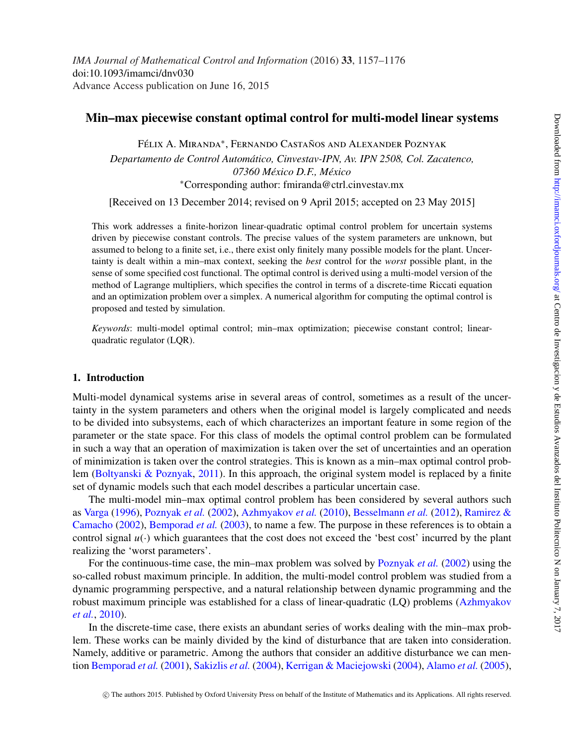# Min–max piecewise constant optimal control for multi-model linear systems

Félix A. Miranda*, Fernando Castaños and Alexander Poznyak

*Departamento de Control Automático, Cinvestav-IPN, Av. IPN 2508, Col. Zacatenco, 07360 México D.F., México*

*Corresponding author: fmiranda@ctrl.cinvestav.mx

[Received on 13 December 2014; revised on 9 April 2015; accepted on 23 May 2015]

This work addresses a finite-horizon linear-quadratic optimal control problem for uncertain systems driven by piecewise constant controls. The precise values of the system parameters are unknown, but assumed to belong to a finite set, i.e., there exist only finitely many possible models for the plant. Uncertainty is dealt within a min–max context, seeking the *best* control for the *worst* possible plant, in the sense of some specified cost functional. The optimal control is derived using a multi-model version of the method of Lagrange multipliers, which specifies the control in terms of a discrete-time Riccati equation and an optimization problem over a simplex. A numerical algorithm for computing the optimal control is proposed and tested by simulation.

*Keywords*: multi-model optimal control; min–max optimization; piecewise constant control; linear-quadratic regulator (LQR).

## 1. Introduction

Multi-model dynamical systems arise in several areas of control, sometimes as a result of the uncertainty in the system parameters and others when the original model is largely complicated and needs to be divided into subsystems, each of which characterizes an important feature in some region of the parameter or the state space. For this class of models the optimal control problem can be formulated in such a way that an operation of maximization is taken over the set of uncertainties and an operation of minimization is taken over the control strategies. This is known as a min–max optimal control problem (Boltyanski & Poznyak, 2011). In this approach, the original system model is replaced by a finite set of dynamic models such that each model describes a particular uncertain case.

The multi-model min–max optimal control problem has been considered by several authors such as Varga (1996), Poznyak *et al.* (2002), Azhmyakov *et al.* (2010), Besselmann *et al.* (2012), Ramirez & Camacho (2002), Bemporad *et al.* (2003), to name a few. The purpose in these references is to obtain a control signal $u(\cdot)$ which guarantees that the cost does not exceed the 'best cost' incurred by the plant realizing the 'worst parameters'.

For the continuous-time case, the min–max problem was solved by Poznyak *et al.* (2002) using the so-called robust maximum principle. In addition, the multi-model control problem was studied from a dynamic programming perspective, and a natural relationship between dynamic programming and the robust maximum principle was established for a class of linear-quadratic (LQ) problems (Azhmyakov *et al.*, 2010).

In the discrete-time case, there exists an abundant series of works dealing with the min–max problem. These works can be mainly divided by the kind of disturbance that are taken into consideration. Namely, additive or parametric. Among the authors that consider an additive disturbance we can mention Bemporad *et al.* (2001), Sakizlis *et al.* (2004), Kerrigan & Maciejowski (2004), Alamo *et al.* (2005),

© The authors 2015. Published by Oxford University Press on behalf of the Institute of Mathematics and its Applications. All rights reserved.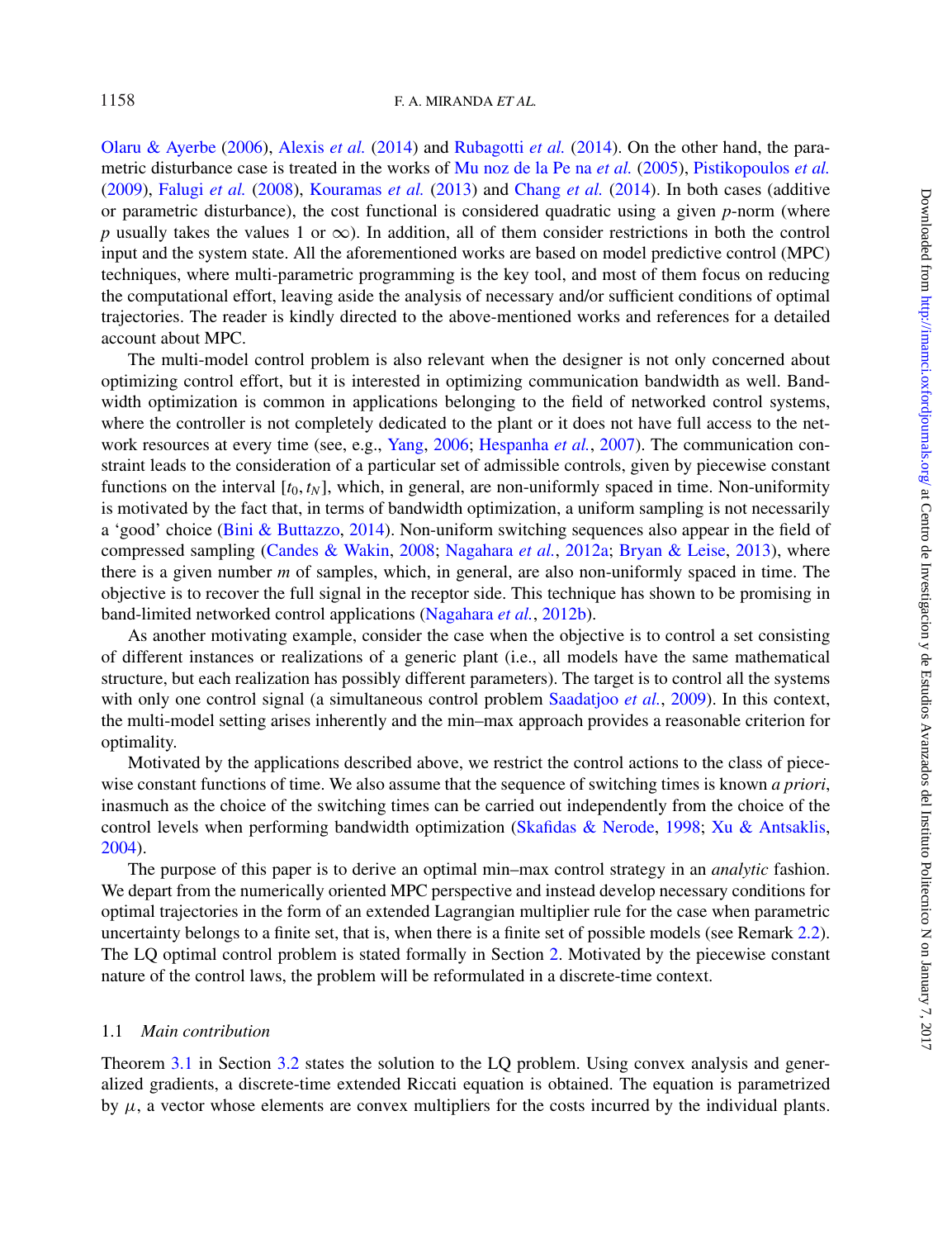Olaru & Ayerbe (2006), Alexis *et al.* (2014) and Rubagotti *et al.* (2014). On the other hand, the parametric disturbance case is treated in the works of Mu noz de la Pe na *et al.* (2005), Pistikopoulos *et al.* (2009), Falugi *et al.* (2008), Kouramas *et al.* (2013) and Chang *et al.* (2014). In both cases (additive or parametric disturbance), the cost functional is considered quadratic using a given $p$-norm (where $p$ usually takes the values 1 or $\infty$). In addition, all of them consider restrictions in both the control input and the system state. All the aforementioned works are based on model predictive control (MPC) techniques, where multi-parametric programming is the key tool, and most of them focus on reducing the computational effort, leaving aside the analysis of necessary and/or sufficient conditions of optimal trajectories. The reader is kindly directed to the above-mentioned works and references for a detailed account about MPC.

The multi-model control problem is also relevant when the designer is not only concerned about optimizing control effort, but it is interested in optimizing communication bandwidth as well. Bandwidth optimization is common in applications belonging to the field of networked control systems, where the controller is not completely dedicated to the plant or it does not have full access to the network resources at every time (see, e.g., Yang, 2006; Hespanha *et al.*, 2007). The communication constraint leads to the consideration of a particular set of admissible controls, given by piecewise constant functions on the interval $[t_0, t_N]$, which, in general, are non-uniformly spaced in time. Non-uniformity is motivated by the fact that, in terms of bandwidth optimization, a uniform sampling is not necessarily a 'good' choice (Bini & Buttazzo, 2014). Non-uniform switching sequences also appear in the field of compressed sampling (Candes & Wakin, 2008; Nagahara *et al.*, 2012a; Bryan & Leise, 2013), where there is a given number $m$ of samples, which, in general, are also non-uniformly spaced in time. The objective is to recover the full signal in the receptor side. This technique has shown to be promising in band-limited networked control applications (Nagahara *et al.*, 2012b).

As another motivating example, consider the case when the objective is to control a set consisting of different instances or realizations of a generic plant (i.e., all models have the same mathematical structure, but each realization has possibly different parameters). The target is to control all the systems with only one control signal (a simultaneous control problem Saadatjoo *et al.*, 2009). In this context, the multi-model setting arises inherently and the min–max approach provides a reasonable criterion for optimality.

Motivated by the applications described above, we restrict the control actions to the class of piecewise constant functions of time. We also assume that the sequence of switching times is known *a priori*, inasmuch as the choice of the switching times can be carried out independently from the choice of the control levels when performing bandwidth optimization (Skafidas & Nerode, 1998; Xu & Antsaklis, 2004).

The purpose of this paper is to derive an optimal min–max control strategy in an *analytic* fashion. We depart from the numerically oriented MPC perspective and instead develop necessary conditions for optimal trajectories in the form of an extended Lagrangian multiplier rule for the case when parametric uncertainty belongs to a finite set, that is, when there is a finite set of possible models (see Remark 2.2). The LQ optimal control problem is stated formally in Section 2. Motivated by the piecewise constant nature of the control laws, the problem will be reformulated in a discrete-time context.

### 1.1 *Main contribution*

Theorem 3.1 in Section 3.2 states the solution to the LQ problem. Using convex analysis and generalized gradients, a discrete-time extended Riccati equation is obtained. The equation is parametrized by $\mu$, a vector whose elements are convex multipliers for the costs incurred by the individual plants.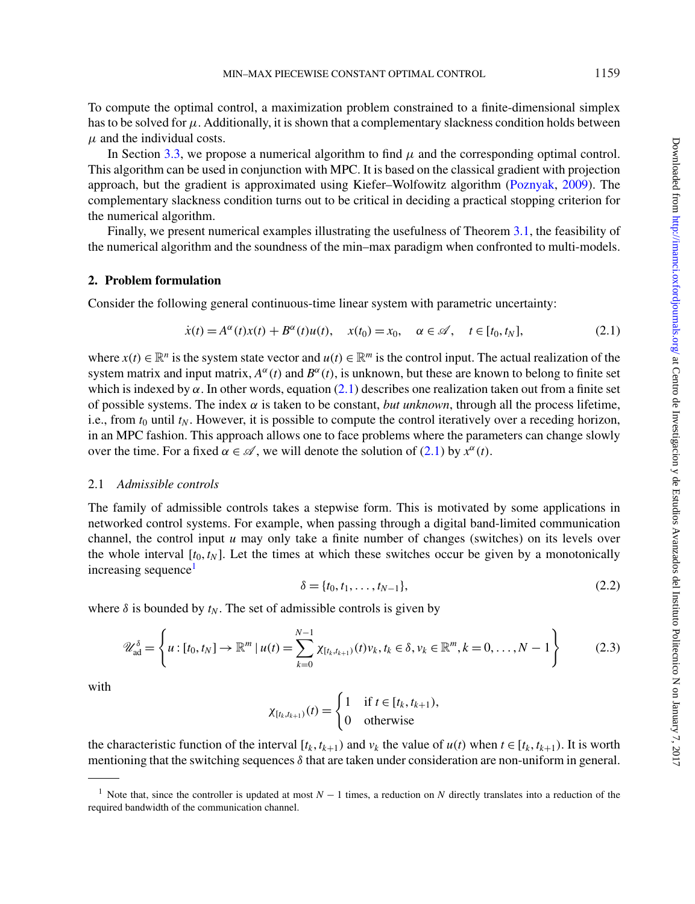To compute the optimal control, a maximization problem constrained to a finite-dimensional simplex has to be solved for $\mu$. Additionally, it is shown that a complementary slackness condition holds between $\mu$ and the individual costs.

In Section 3.3, we propose a numerical algorithm to find $\mu$ and the corresponding optimal control. This algorithm can be used in conjunction with MPC. It is based on the classical gradient with projection approach, but the gradient is approximated using Kiefer–Wolfowitz algorithm (Poznyak, 2009). The complementary slackness condition turns out to be critical in deciding a practical stopping criterion for the numerical algorithm.

Finally, we present numerical examples illustrating the usefulness of Theorem 3.1, the feasibility of the numerical algorithm and the soundness of the min–max paradigm when confronted to multi-models.

## 2. Problem formulation

Consider the following general continuous-time linear system with parametric uncertainty:

$$\dot{x}(t) = A^{\alpha}(t)x(t) + B^{\alpha}(t)u(t), \quad x(t_0) = x_0, \quad \alpha \in \mathscr{A}, \quad t \in [t_0, t_N], \tag{2.1}$$

where $x(t) \in \mathbb{R}^n$ is the system state vector and $u(t) \in \mathbb{R}^m$ is the control input. The actual realization of the system matrix and input matrix, $A^{\alpha}(t)$ and $B^{\alpha}(t)$, is unknown, but these are known to belong to finite set which is indexed by $\alpha$. In other words, equation (2.1) describes one realization taken out from a finite set of possible systems. The index $\alpha$ is taken to be constant, *but unknown*, through all the process lifetime, i.e., from $t_0$ until $t_N$. However, it is possible to compute the control iteratively over a receding horizon, in an MPC fashion. This approach allows one to face problems where the parameters can change slowly over the time. For a fixed $\alpha \in \mathscr{A}$, we will denote the solution of (2.1) by $x^{\alpha}(t)$.

### 2.1 *Admissible controls*

The family of admissible controls takes a stepwise form. This is motivated by some applications in networked control systems. For example, when passing through a digital band-limited communication channel, the control input $u$ may only take a finite number of changes (switches) on its levels over the whole interval $[t_0, t_N]$. Let the times at which these switches occur be given by a monotonically increasing sequence[1]

$$\delta = \{t_0, t_1, \ldots, t_{N-1}\}, \tag{2.2}$$

where $\delta$ is bounded by $t_N$. The set of admissible controls is given by

$$\mathscr{U}_{\text{ad}}^{\delta} = \left\{ u : [t_0, t_N] \to \mathbb{R}^m \mid u(t) = \sum_{k=0}^{N-1} \chi_{[t_k, t_{k+1})}(t) v_k, t_k \in \delta, v_k \in \mathbb{R}^m, k = 0, \ldots, N-1 \right\} \tag{2.3}$$

with

$$\chi_{[t_k, t_{k+1})}(t) = \begin{cases} 1 & \text{if } t \in [t_k, t_{k+1}), \\ 0 & \text{otherwise} \end{cases}$$

the characteristic function of the interval $[t_k, t_{k+1})$ and $v_k$ the value of $u(t)$ when $t \in [t_k, t_{k+1})$. It is worth mentioning that the switching sequences $\delta$ that are taken under consideration are non-uniform in general.

---

[1] Note that, since the controller is updated at most $N - 1$ times, a reduction on $N$ directly translates into a reduction of the required bandwidth of the communication channel.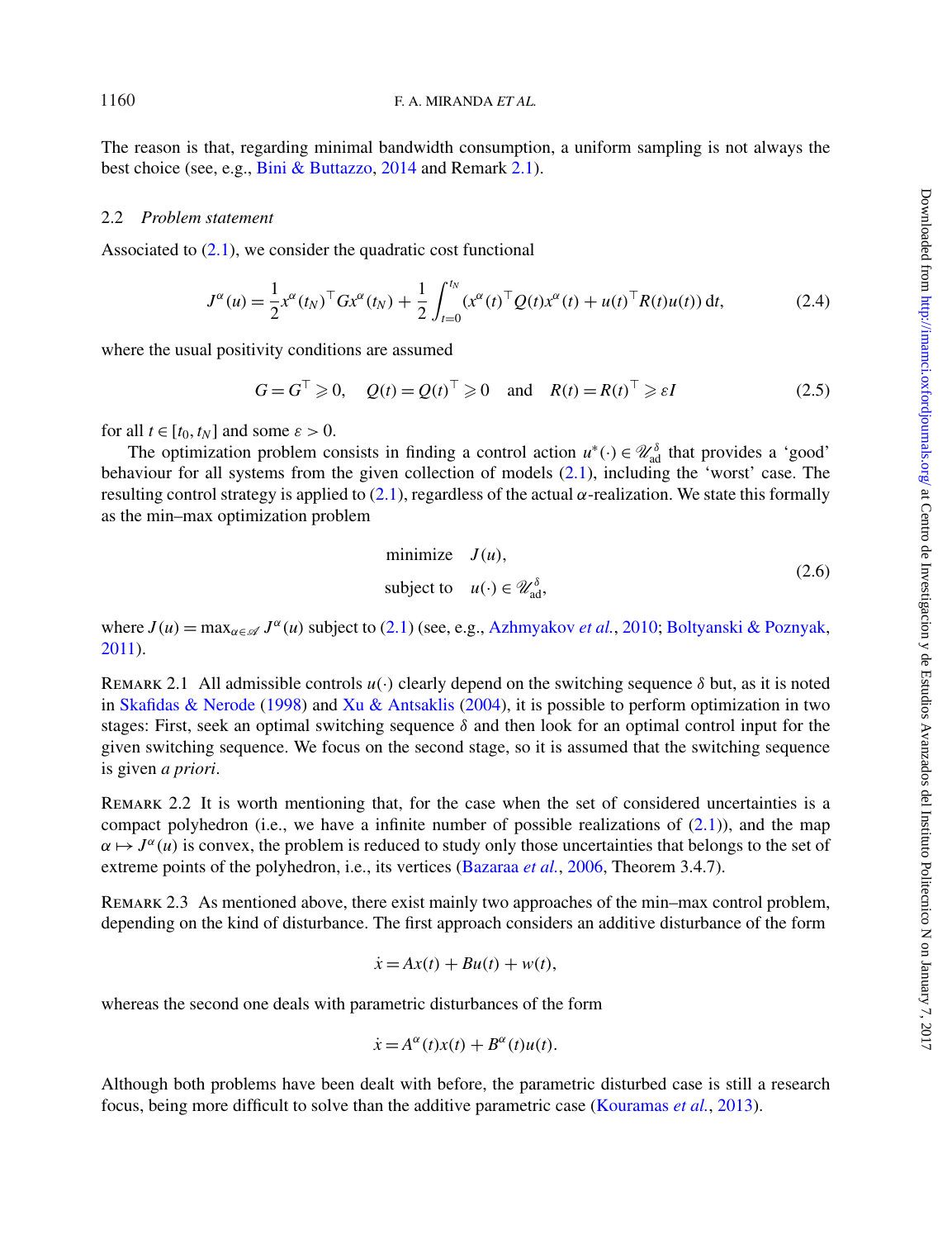The reason is that, regarding minimal bandwidth consumption, a uniform sampling is not always the best choice (see, e.g., Bini & Buttazzo, 2014 and Remark 2.1).

### 2.2 *Problem statement*

Associated to (2.1), we consider the quadratic cost functional

$$J^{\alpha}(u) = \frac{1}{2} x^{\alpha}(t_N)^{\top} G x^{\alpha}(t_N) + \frac{1}{2} \int_{t=0}^{t_N} (x^{\alpha}(t)^{\top} Q(t) x^{\alpha}(t) + u(t)^{\top} R(t) u(t)) \, \mathrm{d}t, \tag{2.4}$$

where the usual positivity conditions are assumed

$$G = G^{\top} \geqslant 0, \quad Q(t) = Q(t)^{\top} \geqslant 0 \quad \text{and} \quad R(t) = R(t)^{\top} \geqslant \varepsilon I \tag{2.5}$$

for all $t \in [t_0, t_N]$ and some $\varepsilon > 0$.

The optimization problem consists in finding a control action $u^{*}(\cdot) \in \mathscr{U}_{\mathrm{ad}}^{\delta}$ that provides a 'good' behaviour for all systems from the given collection of models (2.1), including the 'worst' case. The resulting control strategy is applied to (2.1), regardless of the actual $\alpha$-realization. We state this formally as the min–max optimization problem

$$\begin{aligned} &\text{minimize} \quad J(u), \\ &\text{subject to} \quad u(\cdot) \in \mathscr{U}_{\mathrm{ad}}^{\delta}, \end{aligned} \tag{2.6}$$

where $J(u) = \max_{\alpha \in \mathscr{A}} J^{\alpha}(u)$ subject to (2.1) (see, e.g., Azhmyakov *et al.*, 2010; Boltyanski & Poznyak, 2011).

REMARK 2.1 All admissible controls $u(\cdot)$ clearly depend on the switching sequence $\delta$ but, as it is noted in Skafidas & Nerode (1998) and Xu & Antsaklis (2004), it is possible to perform optimization in two stages: First, seek an optimal switching sequence $\delta$ and then look for an optimal control input for the given switching sequence. We focus on the second stage, so it is assumed that the switching sequence is given *a priori*.

REMARK 2.2 It is worth mentioning that, for the case when the set of considered uncertainties is a compact polyhedron (i.e., we have a infinite number of possible realizations of (2.1)), and the map $\alpha \mapsto J^{\alpha}(u)$ is convex, the problem is reduced to study only those uncertainties that belongs to the set of extreme points of the polyhedron, i.e., its vertices (Bazaraa *et al.*, 2006, Theorem 3.4.7).

REMARK 2.3 As mentioned above, there exist mainly two approaches of the min–max control problem, depending on the kind of disturbance. The first approach considers an additive disturbance of the form

$$\dot{x} = Ax(t) + Bu(t) + w(t),$$

whereas the second one deals with parametric disturbances of the form

$$\dot{x} = A^{\alpha}(t)x(t) + B^{\alpha}(t)u(t).$$

Although both problems have been dealt with before, the parametric disturbed case is still a research focus, being more difficult to solve than the additive parametric case (Kouramas *et al.*, 2013).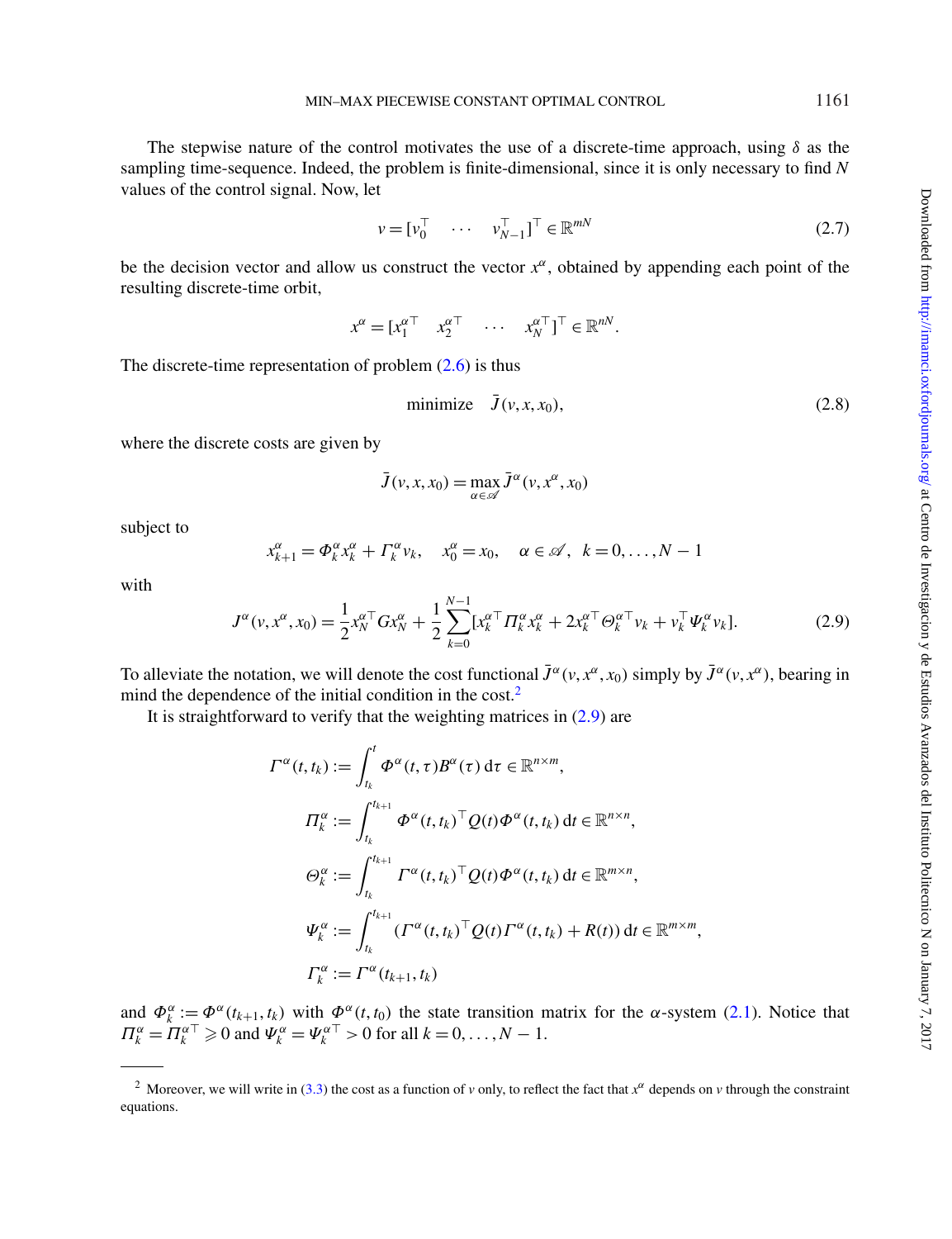The stepwise nature of the control motivates the use of a discrete-time approach, using $\delta$ as the sampling time-sequence. Indeed, the problem is finite-dimensional, since it is only necessary to find $N$ values of the control signal. Now, let

$$v = [v_0^\top \quad \cdots \quad v_{N-1}^\top]^\top \in \mathbb{R}^{mN} \tag{2.7}$$

be the decision vector and allow us construct the vector $x^\alpha$, obtained by appending each point of the resulting discrete-time orbit,

$$x^\alpha = [x_1^{\alpha\top} \quad x_2^{\alpha\top} \quad \cdots \quad x_N^{\alpha\top}]^\top \in \mathbb{R}^{nN}.$$

The discrete-time representation of problem (2.6) is thus

$$\text{minimize} \quad \bar{J}(v, x, x_0), \tag{2.8}$$

where the discrete costs are given by

$$\bar{J}(v, x, x_0) = \max_{\alpha \in \mathscr{A}} \bar{J}^\alpha(v, x^\alpha, x_0)$$

subject to

$$x_{k+1}^\alpha = \Phi_k^\alpha x_k^\alpha + \Gamma_k^\alpha v_k, \quad x_0^\alpha = x_0, \quad \alpha \in \mathscr{A}, \;\; k = 0, \ldots, N-1$$

with

$$J^\alpha(v, x^\alpha, x_0) = \frac{1}{2} x_N^{\alpha\top} G x_N^\alpha + \frac{1}{2} \sum_{k=0}^{N-1} [x_k^{\alpha\top} \Pi_k^\alpha x_k^\alpha + 2 x_k^{\alpha\top} \Theta_k^{\alpha\top} v_k + v_k^\top \Psi_k^\alpha v_k]. \tag{2.9}$$

To alleviate the notation, we will denote the cost functional $\bar{J}^\alpha(v, x^\alpha, x_0)$ simply by $\bar{J}^\alpha(v, x^\alpha)$, bearing in mind the dependence of the initial condition in the cost.[2]

It is straightforward to verify that the weighting matrices in (2.9) are

$$\Gamma^\alpha(t, t_k) := \int_{t_k}^{t} \Phi^\alpha(t, \tau) B^\alpha(\tau) \, \mathrm{d}\tau \in \mathbb{R}^{n \times m},$$

$$\Pi_k^\alpha := \int_{t_k}^{t_{k+1}} \Phi^\alpha(t, t_k)^\top Q(t) \Phi^\alpha(t, t_k) \, \mathrm{d}t \in \mathbb{R}^{n \times n},$$

$$\Theta_k^\alpha := \int_{t_k}^{t_{k+1}} \Gamma^\alpha(t, t_k)^\top Q(t) \Phi^\alpha(t, t_k) \, \mathrm{d}t \in \mathbb{R}^{m \times n},$$

$$\Psi_k^\alpha := \int_{t_k}^{t_{k+1}} (\Gamma^\alpha(t, t_k)^\top Q(t) \Gamma^\alpha(t, t_k) + R(t)) \, \mathrm{d}t \in \mathbb{R}^{m \times m},$$

$$\Gamma_k^\alpha := \Gamma^\alpha(t_{k+1}, t_k)$$

and $\Phi_k^\alpha := \Phi^\alpha(t_{k+1}, t_k)$ with $\Phi^\alpha(t, t_0)$ the state transition matrix for the $\alpha$-system (2.1). Notice that $\Pi_k^\alpha = \Pi_k^{\alpha\top} \geqslant 0$ and $\Psi_k^\alpha = \Psi_k^{\alpha\top} > 0$ for all $k = 0, \ldots, N-1$.

---

[2] Moreover, we will write in (3.3) the cost as a function of $v$ only, to reflect the fact that $x^\alpha$ depends on $v$ through the constraint equations.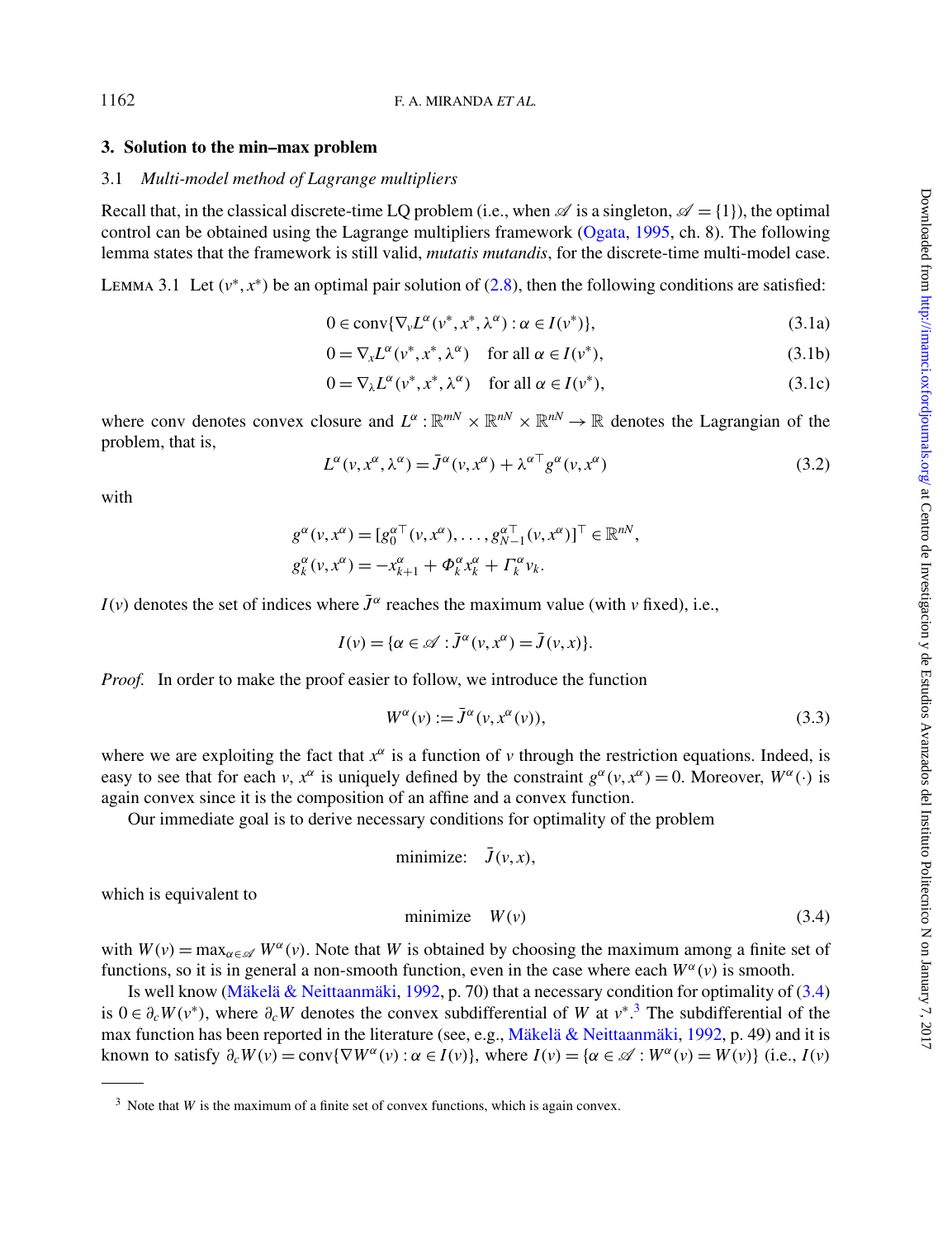## 3. Solution to the min–max problem

### 3.1 *Multi-model method of Lagrange multipliers*

Recall that, in the classical discrete-time LQ problem (i.e., when $\mathscr{A}$ is a singleton, $\mathscr{A} = \{1\}$), the optimal control can be obtained using the Lagrange multipliers framework (Ogata, 1995, ch. 8). The following lemma states that the framework is still valid, *mutatis mutandis*, for the discrete-time multi-model case.

LEMMA 3.1 Let $(v^*, x^*)$ be an optimal pair solution of (2.8), then the following conditions are satisfied:

$$0 \in \operatorname{conv}\{\nabla_v L^\alpha(v^*, x^*, \lambda^\alpha) : \alpha \in I(v^*)\}, \tag{3.1a}$$

$$0 = \nabla_x L^\alpha(v^*, x^*, \lambda^\alpha) \quad \text{for all } \alpha \in I(v^*), \tag{3.1b}$$

$$0 = \nabla_\lambda L^\alpha(v^*, x^*, \lambda^\alpha) \quad \text{for all } \alpha \in I(v^*), \tag{3.1c}$$

where conv denotes convex closure and $L^\alpha : \mathbb{R}^{mN} \times \mathbb{R}^{nN} \times \mathbb{R}^{nN} \to \mathbb{R}$ denotes the Lagrangian of the problem, that is,

$$L^\alpha(v, x^\alpha, \lambda^\alpha) = \bar{J}^\alpha(v, x^\alpha) + \lambda^{\alpha\top} g^\alpha(v, x^\alpha) \tag{3.2}$$

with

$$g^\alpha(v, x^\alpha) = [g_0^{\alpha\top}(v, x^\alpha), \ldots, g_{N-1}^{\alpha\top}(v, x^\alpha)]^\top \in \mathbb{R}^{nN},$$
$$g_k^\alpha(v, x^\alpha) = -x_{k+1}^\alpha + \Phi_k^\alpha x_k^\alpha + \Gamma_k^\alpha v_k.$$

$I(v)$ denotes the set of indices where $\bar{J}^\alpha$ reaches the maximum value (with $v$ fixed), i.e.,

$$I(v) = \{\alpha \in \mathscr{A} : \bar{J}^\alpha(v, x^\alpha) = \bar{J}(v, x)\}.$$

*Proof.* In order to make the proof easier to follow, we introduce the function

$$W^\alpha(v) := \bar{J}^\alpha(v, x^\alpha(v)), \tag{3.3}$$

where we are exploiting the fact that $x^\alpha$ is a function of $v$ through the restriction equations. Indeed, is easy to see that for each $v$, $x^\alpha$ is uniquely defined by the constraint $g^\alpha(v, x^\alpha) = 0$. Moreover, $W^\alpha(\cdot)$ is again convex since it is the composition of an affine and a convex function.

Our immediate goal is to derive necessary conditions for optimality of the problem

$$\text{minimize:} \quad \bar{J}(v, x),$$

which is equivalent to

$$\text{minimize} \quad W(v) \tag{3.4}$$

with $W(v) = \max_{\alpha \in \mathscr{A}} W^\alpha(v)$. Note that $W$ is obtained by choosing the maximum among a finite set of functions, so it is in general a non-smooth function, even in the case where each $W^\alpha(v)$ is smooth.

Is well know (Mäkelä & Neittaanmäki, 1992, p. 70) that a necessary condition for optimality of (3.4) is $0 \in \partial_c W(v^*)$, where $\partial_c W$ denotes the convex subdifferential of $W$ at $v^*$.[3] The subdifferential of the max function has been reported in the literature (see, e.g., Mäkelä & Neittaanmäki, 1992, p. 49) and it is known to satisfy $\partial_c W(v) = \operatorname{conv}\{\nabla W^\alpha(v) : \alpha \in I(v)\}$, where $I(v) = \{\alpha \in \mathscr{A} : W^\alpha(v) = W(v)\}$ (i.e., $I(v)$

---

[3] Note that $W$ is the maximum of a finite set of convex functions, which is again convex.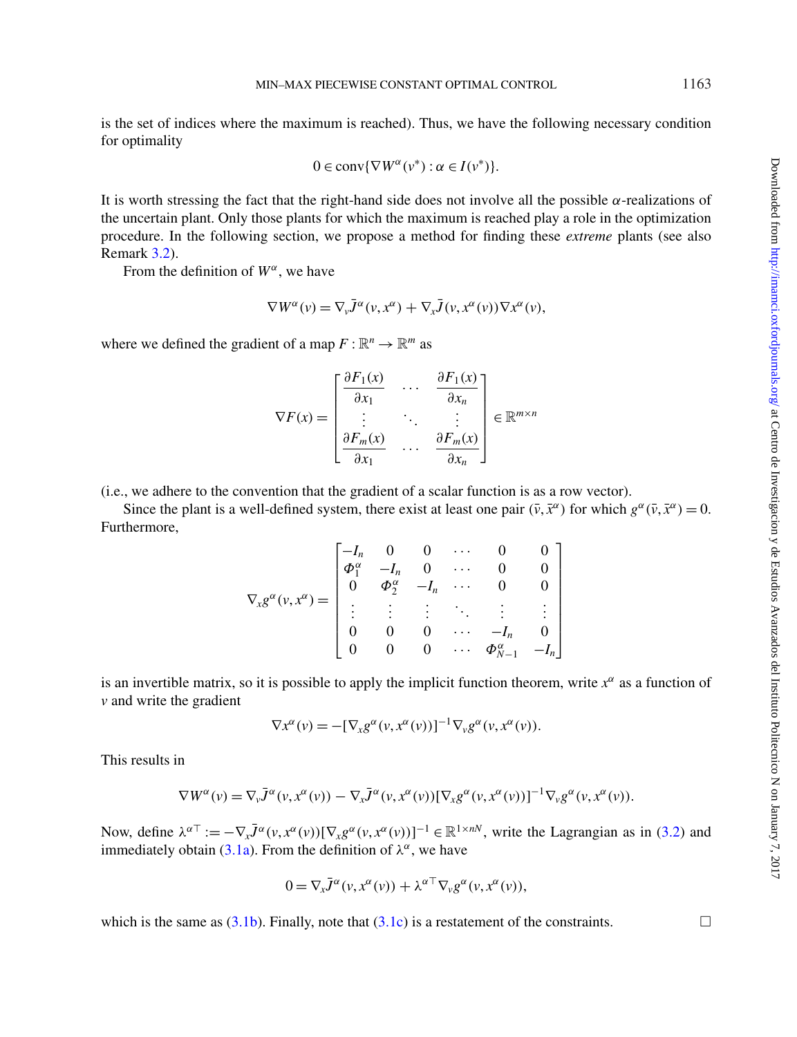is the set of indices where the maximum is reached). Thus, we have the following necessary condition for optimality

$$0 \in \operatorname{conv}\{\nabla W^{\alpha}(v^{*}) : \alpha \in I(v^{*})\}.$$

It is worth stressing the fact that the right-hand side does not involve all the possible $\alpha$-realizations of the uncertain plant. Only those plants for which the maximum is reached play a role in the optimization procedure. In the following section, we propose a method for finding these *extreme* plants (see also Remark 3.2).

From the definition of $W^{\alpha}$, we have

$$\nabla W^{\alpha}(v) = \nabla_{v}\bar{J}^{\alpha}(v, x^{\alpha}) + \nabla_{x}\bar{J}(v, x^{\alpha}(v))\nabla x^{\alpha}(v),$$

where we defined the gradient of a map $F : \mathbb{R}^{n} \to \mathbb{R}^{m}$ as

$$\nabla F(x) = \begin{bmatrix} \dfrac{\partial F_1(x)}{\partial x_1} & \cdots & \dfrac{\partial F_1(x)}{\partial x_n} \\ \vdots & \ddots & \vdots \\ \dfrac{\partial F_m(x)}{\partial x_1} & \cdots & \dfrac{\partial F_m(x)}{\partial x_n} \end{bmatrix} \in \mathbb{R}^{m \times n}$$

(i.e., we adhere to the convention that the gradient of a scalar function is as a row vector).

Since the plant is a well-defined system, there exist at least one pair $(\bar{v}, \bar{x}^{\alpha})$ for which $g^{\alpha}(\bar{v}, \bar{x}^{\alpha}) = 0$. Furthermore,

$$\nabla_{x} g^{\alpha}(v, x^{\alpha}) = \begin{bmatrix} -I_n & 0 & 0 & \cdots & 0 & 0 \\ \Phi_1^{\alpha} & -I_n & 0 & \cdots & 0 & 0 \\ 0 & \Phi_2^{\alpha} & -I_n & \cdots & 0 & 0 \\ \vdots & \vdots & \vdots & \ddots & \vdots & \vdots \\ 0 & 0 & 0 & \cdots & -I_n & 0 \\ 0 & 0 & 0 & \cdots & \Phi_{N-1}^{\alpha} & -I_n \end{bmatrix}$$

is an invertible matrix, so it is possible to apply the implicit function theorem, write $x^{\alpha}$ as a function of $v$ and write the gradient

$$\nabla x^{\alpha}(v) = -[\nabla_{x} g^{\alpha}(v, x^{\alpha}(v))]^{-1} \nabla_{v} g^{\alpha}(v, x^{\alpha}(v)).$$

This results in

$$\nabla W^{\alpha}(v) = \nabla_{v}\bar{J}^{\alpha}(v, x^{\alpha}(v)) - \nabla_{x}\bar{J}^{\alpha}(v, x^{\alpha}(v))[\nabla_{x} g^{\alpha}(v, x^{\alpha}(v))]^{-1} \nabla_{v} g^{\alpha}(v, x^{\alpha}(v)).$$

Now, define $\lambda^{\alpha\top} := -\nabla_{x}\bar{J}^{\alpha}(v, x^{\alpha}(v))[\nabla_{x} g^{\alpha}(v, x^{\alpha}(v))]^{-1} \in \mathbb{R}^{1 \times nN}$, write the Lagrangian as in (3.2) and immediately obtain (3.1a). From the definition of $\lambda^{\alpha}$, we have

$$0 = \nabla_{x}\bar{J}^{\alpha}(v, x^{\alpha}(v)) + \lambda^{\alpha\top} \nabla_{v} g^{\alpha}(v, x^{\alpha}(v)),$$

which is the same as (3.1b). Finally, note that (3.1c) is a restatement of the constraints. □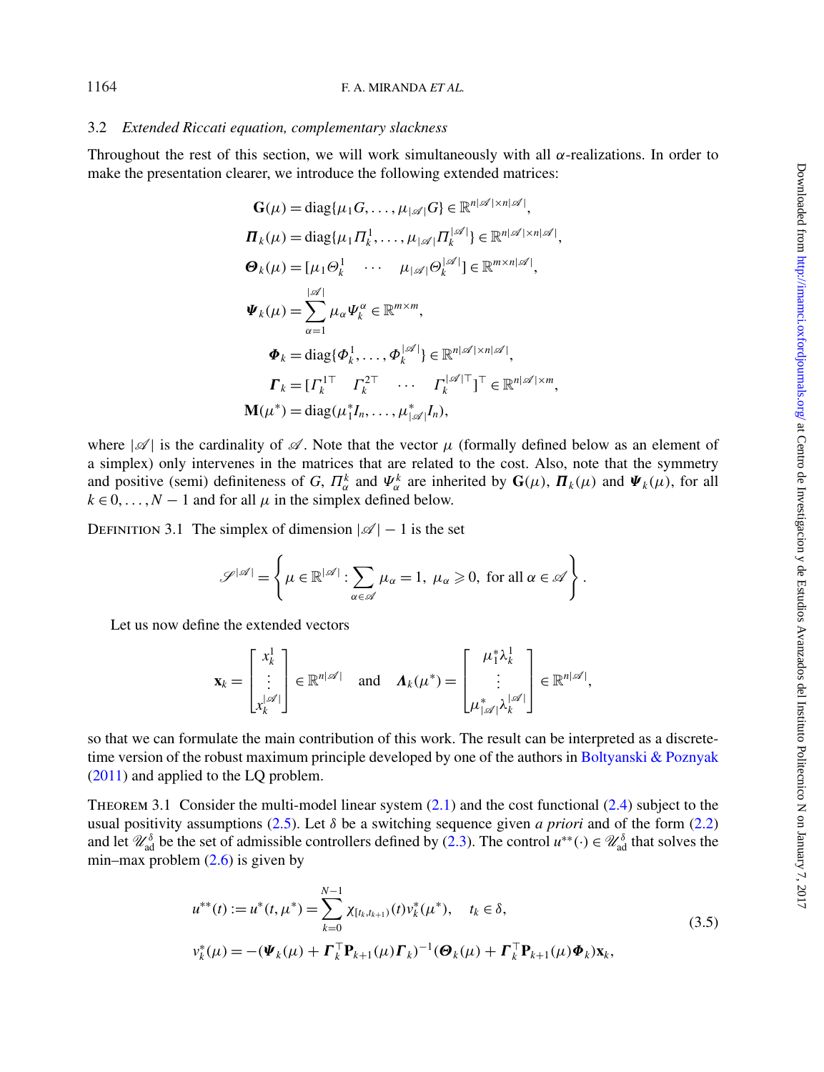### 3.2 *Extended Riccati equation, complementary slackness*

Throughout the rest of this section, we will work simultaneously with all $\alpha$-realizations. In order to make the presentation clearer, we introduce the following extended matrices:

$$
\begin{aligned}
\mathbf{G}(\mu) &= \mathrm{diag}\{\mu_1 G, \ldots, \mu_{|\mathscr{A}|} G\} \in \mathbb{R}^{n|\mathscr{A}| \times n|\mathscr{A}|}, \\
\boldsymbol{\Pi}_k(\mu) &= \mathrm{diag}\{\mu_1 \Pi_k^1, \ldots, \mu_{|\mathscr{A}|} \Pi_k^{|\mathscr{A}|}\} \in \mathbb{R}^{n|\mathscr{A}| \times n|\mathscr{A}|}, \\
\boldsymbol{\Theta}_k(\mu) &= [\mu_1 \Theta_k^1 \quad \cdots \quad \mu_{|\mathscr{A}|} \Theta_k^{|\mathscr{A}|}] \in \mathbb{R}^{m \times n|\mathscr{A}|}, \\
\boldsymbol{\Psi}_k(\mu) &= \sum_{\alpha=1}^{|\mathscr{A}|} \mu_\alpha \Psi_k^\alpha \in \mathbb{R}^{m \times m}, \\
\boldsymbol{\Phi}_k &= \mathrm{diag}\{\Phi_k^1, \ldots, \Phi_k^{|\mathscr{A}|}\} \in \mathbb{R}^{n|\mathscr{A}| \times n|\mathscr{A}|}, \\
\boldsymbol{\Gamma}_k &= [\Gamma_k^{1\top} \quad \Gamma_k^{2\top} \quad \cdots \quad \Gamma_k^{|\mathscr{A}|\top}]^\top \in \mathbb{R}^{n|\mathscr{A}| \times m}, \\
\mathbf{M}(\mu^*) &= \mathrm{diag}(\mu_1^* I_n, \ldots, \mu_{|\mathscr{A}|}^* I_n),
\end{aligned}
$$

where $|\mathscr{A}|$ is the cardinality of $\mathscr{A}$. Note that the vector $\mu$ (formally defined below as an element of a simplex) only intervenes in the matrices that are related to the cost. Also, note that the symmetry and positive (semi) definiteness of $G$, $\Pi_\alpha^k$ and $\Psi_\alpha^k$ are inherited by $\mathbf{G}(\mu)$, $\boldsymbol{\Pi}_k(\mu)$ and $\boldsymbol{\Psi}_k(\mu)$, for all $k \in 0, \ldots, N-1$ and for all $\mu$ in the simplex defined below.

DEFINITION 3.1 The simplex of dimension $|\mathscr{A}| - 1$ is the set

$$
\mathscr{S}^{|\mathscr{A}|} = \left\{ \mu \in \mathbb{R}^{|\mathscr{A}|} : \sum_{\alpha \in \mathscr{A}} \mu_\alpha = 1, \ \mu_\alpha \geqslant 0, \ \text{for all } \alpha \in \mathscr{A} \right\}.
$$

Let us now define the extended vectors

$$
\mathbf{x}_k = \begin{bmatrix} x_k^1 \\ \vdots \\ x_k^{|\mathscr{A}|} \end{bmatrix} \in \mathbb{R}^{n|\mathscr{A}|} \quad \text{and} \quad \boldsymbol{\Lambda}_k(\mu^*) = \begin{bmatrix} \mu_1^* \lambda_k^1 \\ \vdots \\ \mu_{|\mathscr{A}|}^* \lambda_k^{|\mathscr{A}|} \end{bmatrix} \in \mathbb{R}^{n|\mathscr{A}|},
$$

so that we can formulate the main contribution of this work. The result can be interpreted as a discrete-time version of the robust maximum principle developed by one of the authors in Boltyanski & Poznyak (2011) and applied to the LQ problem.

THEOREM 3.1 Consider the multi-model linear system (2.1) and the cost functional (2.4) subject to the usual positivity assumptions (2.5). Let $\delta$ be a switching sequence given *a priori* and of the form (2.2) and let $\mathscr{U}_{\mathrm{ad}}^\delta$ be the set of admissible controllers defined by (2.3). The control $u^{**}(\cdot) \in \mathscr{U}_{\mathrm{ad}}^\delta$ that solves the min–max problem (2.6) is given by

$$
\begin{aligned}
u^{**}(t) &:= u^*(t, \mu^*) = \sum_{k=0}^{N-1} \chi_{[t_k, t_{k+1})}(t) v_k^*(\mu^*), \quad t_k \in \delta, \\
v_k^*(\mu) &= -(\boldsymbol{\Psi}_k(\mu) + \boldsymbol{\Gamma}_k^\top \mathbf{P}_{k+1}(\mu) \boldsymbol{\Gamma}_k)^{-1} (\boldsymbol{\Theta}_k(\mu) + \boldsymbol{\Gamma}_k^\top \mathbf{P}_{k+1}(\mu) \boldsymbol{\Phi}_k) \mathbf{x}_k,
\end{aligned}
\tag{3.5}
$$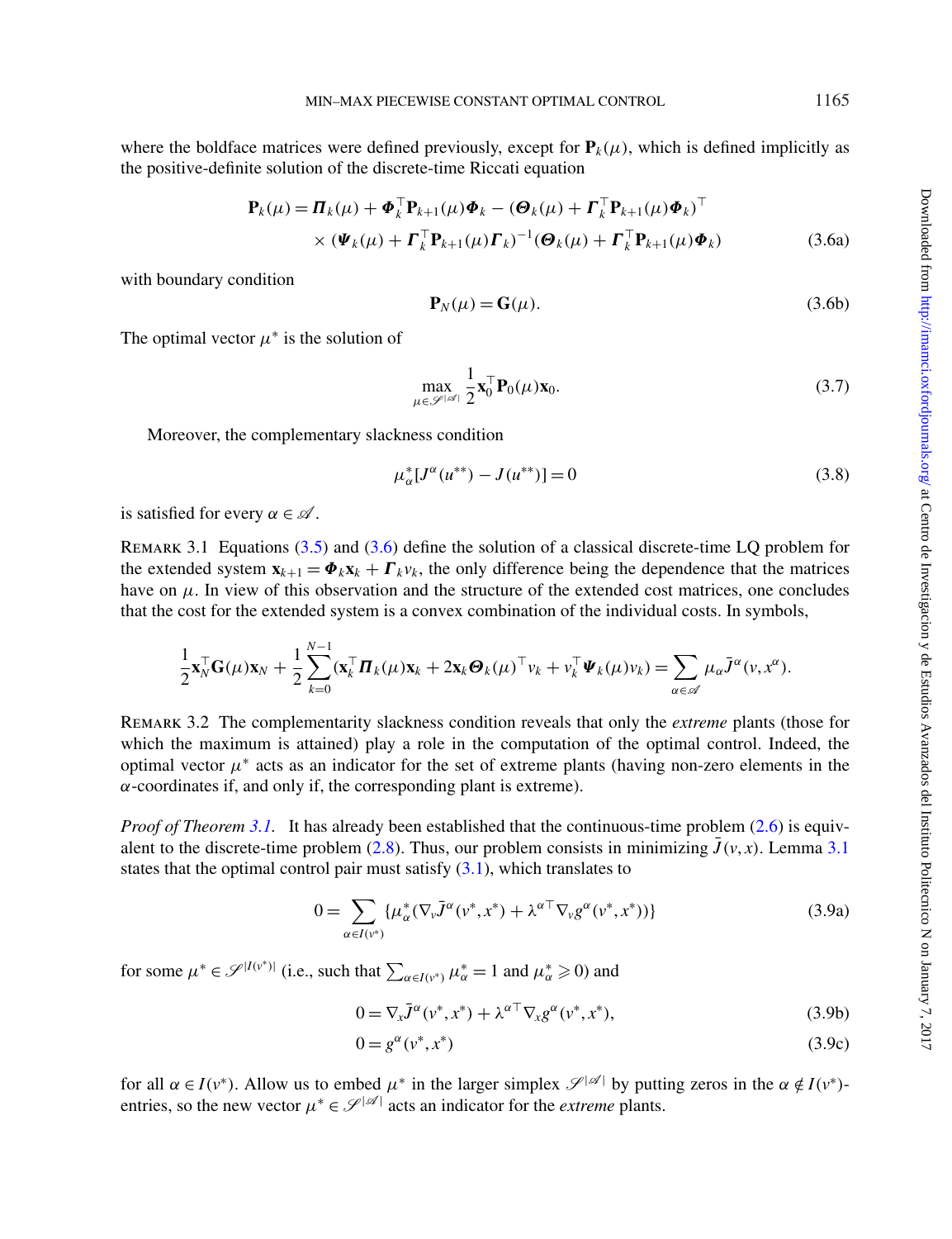where the boldface matrices were defined previously, except for $\mathbf{P}_k(\mu)$, which is defined implicitly as the positive-definite solution of the discrete-time Riccati equation

$$\mathbf{P}_k(\mu) = \boldsymbol{\Pi}_k(\mu) + \boldsymbol{\Phi}_k^\top \mathbf{P}_{k+1}(\mu)\boldsymbol{\Phi}_k - (\boldsymbol{\Theta}_k(\mu) + \boldsymbol{\Gamma}_k^\top \mathbf{P}_{k+1}(\mu)\boldsymbol{\Phi}_k)^\top \\ \times (\boldsymbol{\Psi}_k(\mu) + \boldsymbol{\Gamma}_k^\top \mathbf{P}_{k+1}(\mu)\boldsymbol{\Gamma}_k)^{-1}(\boldsymbol{\Theta}_k(\mu) + \boldsymbol{\Gamma}_k^\top \mathbf{P}_{k+1}(\mu)\boldsymbol{\Phi}_k) \tag{3.6a}$$

with boundary condition

$$\mathbf{P}_N(\mu) = \mathbf{G}(\mu). \tag{3.6b}$$

The optimal vector $\mu^*$ is the solution of

$$\max_{\mu \in \mathscr{S}^{|\mathscr{A}|}} \frac{1}{2}\mathbf{x}_0^\top \mathbf{P}_0(\mu)\mathbf{x}_0. \tag{3.7}$$

Moreover, the complementary slackness condition

$$\mu_\alpha^*[J^\alpha(u^{**}) - J(u^{**})] = 0 \tag{3.8}$$

is satisfied for every $\alpha \in \mathscr{A}$.

REMARK 3.1 Equations (3.5) and (3.6) define the solution of a classical discrete-time LQ problem for the extended system $\mathbf{x}_{k+1} = \boldsymbol{\Phi}_k\mathbf{x}_k + \boldsymbol{\Gamma}_k v_k$, the only difference being the dependence that the matrices have on $\mu$. In view of this observation and the structure of the extended cost matrices, one concludes that the cost for the extended system is a convex combination of the individual costs. In symbols,

$$\frac{1}{2}\mathbf{x}_N^\top \mathbf{G}(\mu)\mathbf{x}_N + \frac{1}{2}\sum_{k=0}^{N-1}(\mathbf{x}_k^\top \boldsymbol{\Pi}_k(\mu)\mathbf{x}_k + 2\mathbf{x}_k\boldsymbol{\Theta}_k(\mu)^\top v_k + v_k^\top \boldsymbol{\Psi}_k(\mu)v_k) = \sum_{\alpha \in \mathscr{A}} \mu_\alpha \bar{J}^\alpha(v, x^\alpha).$$

REMARK 3.2 The complementarity slackness condition reveals that only the *extreme* plants (those for which the maximum is attained) play a role in the computation of the optimal control. Indeed, the optimal vector $\mu^*$ acts as an indicator for the set of extreme plants (having non-zero elements in the $\alpha$-coordinates if, and only if, the corresponding plant is extreme).

*Proof of Theorem 3.1.* It has already been established that the continuous-time problem (2.6) is equivalent to the discrete-time problem (2.8). Thus, our problem consists in minimizing $\bar{J}(v, x)$. Lemma 3.1 states that the optimal control pair must satisfy (3.1), which translates to

$$0 = \sum_{\alpha \in I(v^*)} \{\mu_\alpha^*(\nabla_v \bar{J}^\alpha(v^*, x^*) + \lambda^{\alpha\top}\nabla_v g^\alpha(v^*, x^*))\} \tag{3.9a}$$

for some $\mu^* \in \mathscr{S}^{|I(v^*)|}$ (i.e., such that $\sum_{\alpha \in I(v^*)} \mu_\alpha^* = 1$ and $\mu_\alpha^* \geqslant 0$) and

$$0 = \nabla_x \bar{J}^\alpha(v^*, x^*) + \lambda^{\alpha\top}\nabla_x g^\alpha(v^*, x^*), \tag{3.9b}$$

$$0 = g^\alpha(v^*, x^*) \tag{3.9c}$$

for all $\alpha \in I(v^*)$. Allow us to embed $\mu^*$ in the larger simplex $\mathscr{S}^{|\mathscr{A}|}$ by putting zeros in the $\alpha \notin I(v^*)$-entries, so the new vector $\mu^* \in \mathscr{S}^{|\mathscr{A}|}$ acts an indicator for the *extreme* plants.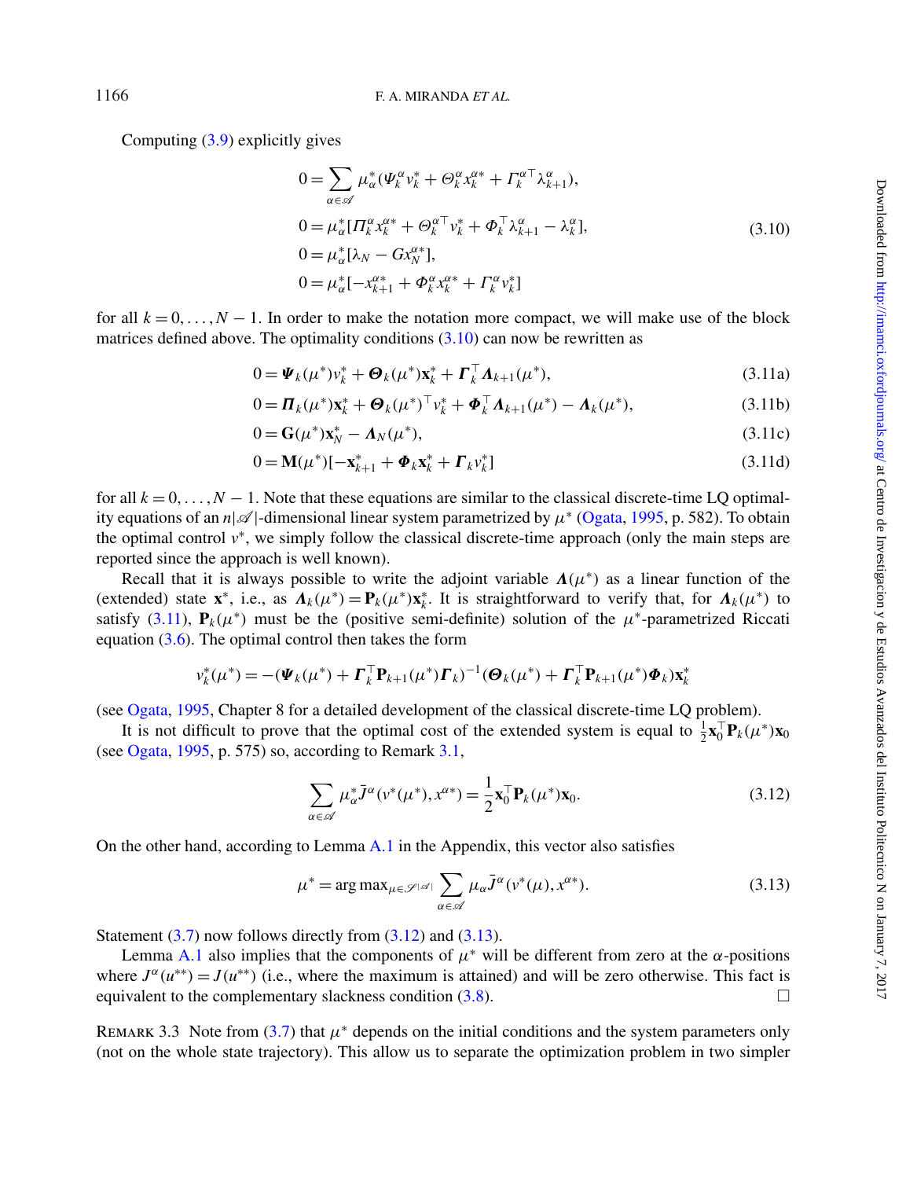Computing (3.9) explicitly gives

$$
\begin{aligned}
0 &= \sum_{\alpha \in \mathscr{A}} \mu_\alpha^* (\Psi_k^\alpha v_k^* + \Theta_k^\alpha x_k^{\alpha *} + \Gamma_k^{\alpha \top} \lambda_{k+1}^\alpha), \\
0 &= \mu_\alpha^* [\Pi_k^\alpha x_k^{\alpha *} + \Theta_k^{\alpha \top} v_k^* + \Phi_k^\top \lambda_{k+1}^\alpha - \lambda_k^\alpha], \\
0 &= \mu_\alpha^* [\lambda_N - G x_N^{\alpha *}], \\
0 &= \mu_\alpha^* [-x_{k+1}^{\alpha *} + \Phi_k^\alpha x_k^{\alpha *} + \Gamma_k^\alpha v_k^*]
\end{aligned}
\tag{3.10}
$$

for all $k = 0, \ldots, N-1$. In order to make the notation more compact, we will make use of the block matrices defined above. The optimality conditions (3.10) can now be rewritten as

$$0 = \boldsymbol{\Psi}_k(\mu^*) v_k^* + \boldsymbol{\Theta}_k(\mu^*) \mathbf{x}_k^* + \boldsymbol{\Gamma}_k^\top \boldsymbol{\Lambda}_{k+1}(\mu^*), \tag{3.11a}$$

$$0 = \boldsymbol{\Pi}_k(\mu^*) \mathbf{x}_k^* + \boldsymbol{\Theta}_k(\mu^*)^\top v_k^* + \boldsymbol{\Phi}_k^\top \boldsymbol{\Lambda}_{k+1}(\mu^*) - \boldsymbol{\Lambda}_k(\mu^*), \tag{3.11b}$$

$$0 = \mathbf{G}(\mu^*) \mathbf{x}_N^* - \boldsymbol{\Lambda}_N(\mu^*), \tag{3.11c}$$

$$0 = \mathbf{M}(\mu^*)[-\mathbf{x}_{k+1}^* + \boldsymbol{\Phi}_k \mathbf{x}_k^* + \boldsymbol{\Gamma}_k v_k^*] \tag{3.11d}$$

for all $k = 0, \ldots, N-1$. Note that these equations are similar to the classical discrete-time LQ optimality equations of an $n|\mathscr{A}|$-dimensional linear system parametrized by $\mu^*$ (Ogata, 1995, p. 582). To obtain the optimal control $v^*$, we simply follow the classical discrete-time approach (only the main steps are reported since the approach is well known).

Recall that it is always possible to write the adjoint variable $\boldsymbol{\Lambda}(\mu^*)$ as a linear function of the (extended) state $\mathbf{x}^*$, i.e., as $\boldsymbol{\Lambda}_k(\mu^*) = \mathbf{P}_k(\mu^*)\mathbf{x}_k^*$. It is straightforward to verify that, for $\boldsymbol{\Lambda}_k(\mu^*)$ to satisfy (3.11), $\mathbf{P}_k(\mu^*)$ must be the (positive semi-definite) solution of the $\mu^*$-parametrized Riccati equation (3.6). The optimal control then takes the form

$$v_k^*(\mu^*) = -(\boldsymbol{\Psi}_k(\mu^*) + \boldsymbol{\Gamma}_k^\top \mathbf{P}_{k+1}(\mu^*) \boldsymbol{\Gamma}_k)^{-1} (\boldsymbol{\Theta}_k(\mu^*) + \boldsymbol{\Gamma}_k^\top \mathbf{P}_{k+1}(\mu^*) \boldsymbol{\Phi}_k) \mathbf{x}_k^*$$

(see Ogata, 1995, Chapter 8 for a detailed development of the classical discrete-time LQ problem).

It is not difficult to prove that the optimal cost of the extended system is equal to $\frac{1}{2}\mathbf{x}_0^\top \mathbf{P}_k(\mu^*)\mathbf{x}_0$ (see Ogata, 1995, p. 575) so, according to Remark 3.1,

$$\sum_{\alpha \in \mathscr{A}} \mu_\alpha^* \bar{J}^\alpha(v^*(\mu^*), x^{\alpha *}) = \frac{1}{2} \mathbf{x}_0^\top \mathbf{P}_k(\mu^*) \mathbf{x}_0. \tag{3.12}$$

On the other hand, according to Lemma A.1 in the Appendix, this vector also satisfies

$$\mu^* = \arg\max_{\mu \in \mathscr{S}^{|\mathscr{A}|}} \sum_{\alpha \in \mathscr{A}} \mu_\alpha \bar{J}^\alpha(v^*(\mu), x^{\alpha *}). \tag{3.13}$$

Statement (3.7) now follows directly from (3.12) and (3.13).

Lemma A.1 also implies that the components of $\mu^*$ will be different from zero at the $\alpha$-positions where $J^\alpha(u^{**}) = J(u^{**})$ (i.e., where the maximum is attained) and will be zero otherwise. This fact is equivalent to the complementary slackness condition (3.8). □

REMARK 3.3 Note from (3.7) that $\mu^*$ depends on the initial conditions and the system parameters only (not on the whole state trajectory). This allow us to separate the optimization problem in two simpler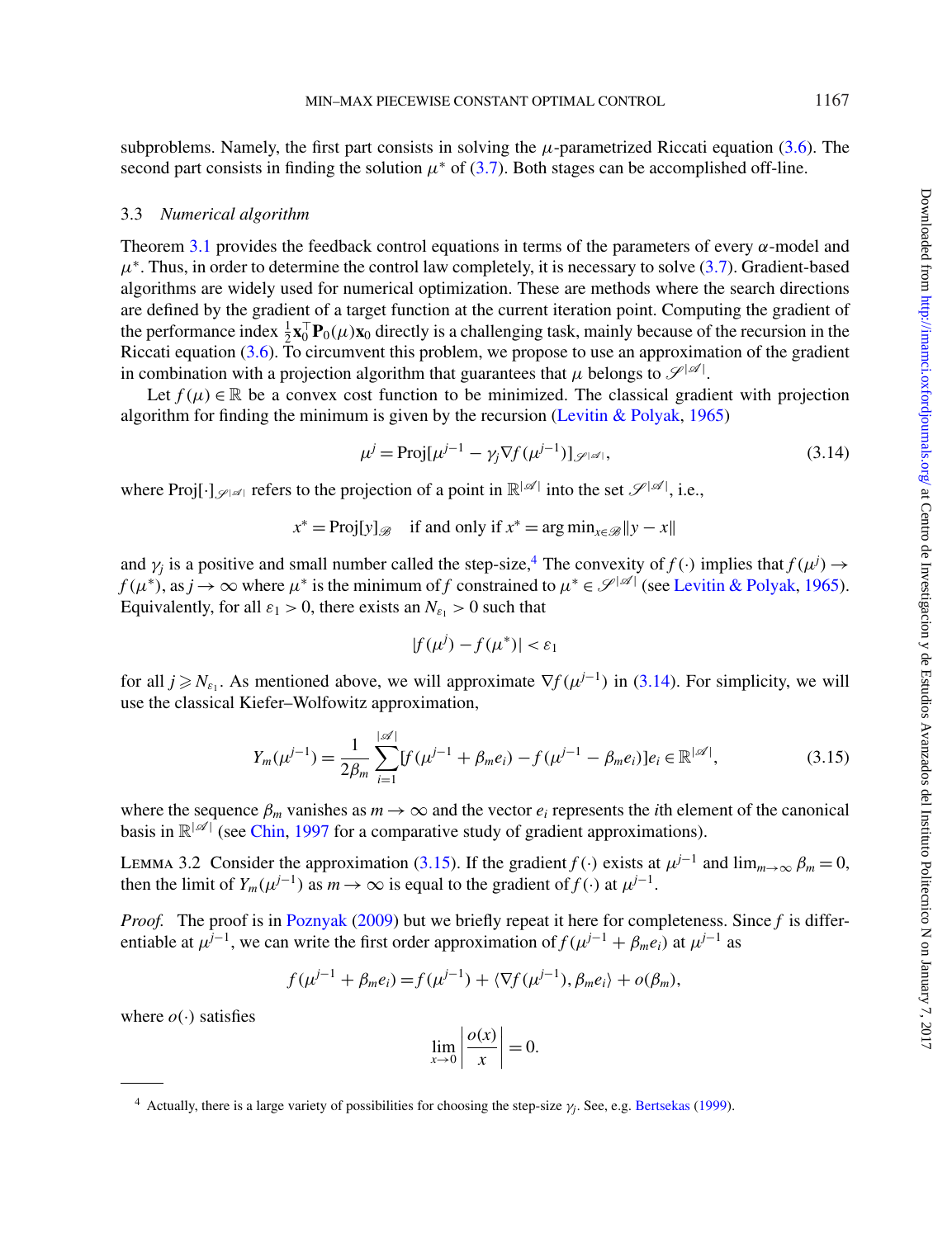subproblems. Namely, the first part consists in solving the $\mu$-parametrized Riccati equation (3.6). The second part consists in finding the solution $\mu^*$ of (3.7). Both stages can be accomplished off-line.

### 3.3 *Numerical algorithm*

Theorem 3.1 provides the feedback control equations in terms of the parameters of every $\alpha$-model and $\mu^*$. Thus, in order to determine the control law completely, it is necessary to solve (3.7). Gradient-based algorithms are widely used for numerical optimization. These are methods where the search directions are defined by the gradient of a target function at the current iteration point. Computing the gradient of the performance index $\frac{1}{2}\mathbf{x}_0^\top \mathbf{P}_0(\mu)\mathbf{x}_0$ directly is a challenging task, mainly because of the recursion in the Riccati equation (3.6). To circumvent this problem, we propose to use an approximation of the gradient in combination with a projection algorithm that guarantees that $\mu$ belongs to $\mathscr{S}^{|\mathscr{A}|}$.

Let $f(\mu) \in \mathbb{R}$ be a convex cost function to be minimized. The classical gradient with projection algorithm for finding the minimum is given by the recursion (Levitin & Polyak, 1965)

$$\mu^j = \mathrm{Proj}[\mu^{j-1} - \gamma_j \nabla f(\mu^{j-1})]_{\mathscr{S}^{|\mathscr{A}|}}, \tag{3.14}$$

where $\mathrm{Proj}[\cdot]_{\mathscr{S}^{|\mathscr{A}|}}$ refers to the projection of a point in $\mathbb{R}^{|\mathscr{A}|}$ into the set $\mathscr{S}^{|\mathscr{A}|}$, i.e.,

$$x^* = \mathrm{Proj}[y]_{\mathscr{B}} \quad \text{if and only if } x^* = \arg\min_{x \in \mathscr{B}} \|y - x\|$$

and $\gamma_j$ is a positive and small number called the step-size,[4] The convexity of $f(\cdot)$ implies that $f(\mu^j) \to f(\mu^*)$, as $j \to \infty$ where $\mu^*$ is the minimum of $f$ constrained to $\mu^* \in \mathscr{S}^{|\mathscr{A}|}$ (see Levitin & Polyak, 1965). Equivalently, for all $\varepsilon_1 > 0$, there exists an $N_{\varepsilon_1} > 0$ such that

$$|f(\mu^j) - f(\mu^*)| < \varepsilon_1$$

for all $j \geqslant N_{\varepsilon_1}$. As mentioned above, we will approximate $\nabla f(\mu^{j-1})$ in (3.14). For simplicity, we will use the classical Kiefer–Wolfowitz approximation,

$$Y_m(\mu^{j-1}) = \frac{1}{2\beta_m} \sum_{i=1}^{|\mathscr{A}|} [f(\mu^{j-1} + \beta_m e_i) - f(\mu^{j-1} - \beta_m e_i)] e_i \in \mathbb{R}^{|\mathscr{A}|}, \tag{3.15}$$

where the sequence $\beta_m$ vanishes as $m \to \infty$ and the vector $e_i$ represents the $i$th element of the canonical basis in $\mathbb{R}^{|\mathscr{A}|}$ (see Chin, 1997 for a comparative study of gradient approximations).

LEMMA 3.2 Consider the approximation (3.15). If the gradient $f(\cdot)$ exists at $\mu^{j-1}$ and $\lim_{m\to\infty} \beta_m = 0$, then the limit of $Y_m(\mu^{j-1})$ as $m \to \infty$ is equal to the gradient of $f(\cdot)$ at $\mu^{j-1}$.

*Proof.* The proof is in Poznyak (2009) but we briefly repeat it here for completeness. Since $f$ is differentiable at $\mu^{j-1}$, we can write the first order approximation of $f(\mu^{j-1} + \beta_m e_i)$ at $\mu^{j-1}$ as

$$f(\mu^{j-1} + \beta_m e_i) = f(\mu^{j-1}) + \langle \nabla f(\mu^{j-1}), \beta_m e_i \rangle + o(\beta_m),$$

where $o(\cdot)$ satisfies

$$\lim_{x \to 0} \left| \frac{o(x)}{x} \right| = 0.$$

---

[4] Actually, there is a large variety of possibilities for choosing the step-size $\gamma_j$. See, e.g. Bertsekas (1999).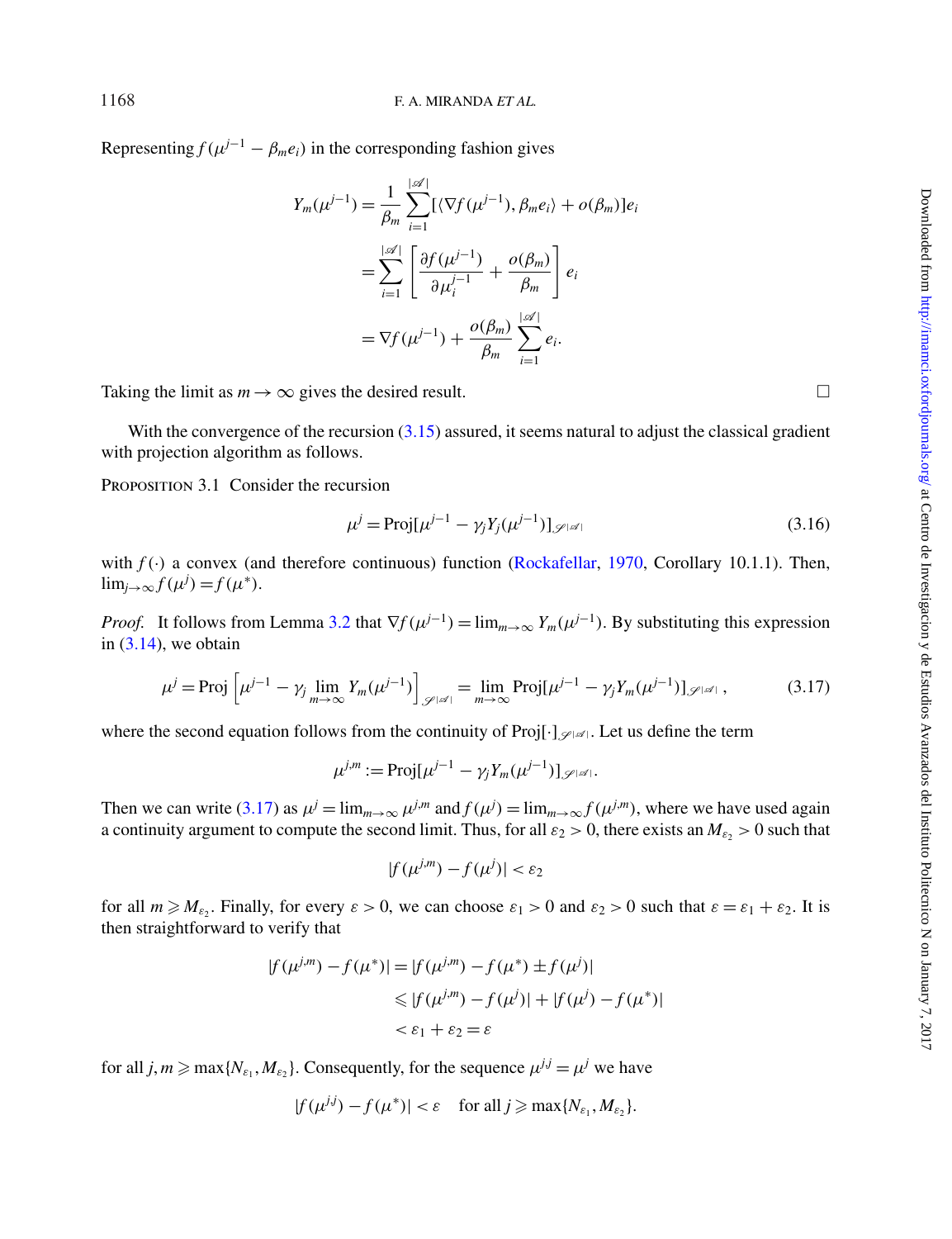Representing $f(\mu^{j-1} - \beta_m e_i)$ in the corresponding fashion gives

$$
\begin{aligned}
Y_m(\mu^{j-1}) &= \frac{1}{\beta_m} \sum_{i=1}^{|\mathscr{A}|} [\langle \nabla f(\mu^{j-1}), \beta_m e_i \rangle + o(\beta_m)] e_i \\
&= \sum_{i=1}^{|\mathscr{A}|} \left[ \frac{\partial f(\mu^{j-1})}{\partial \mu_i^{j-1}} + \frac{o(\beta_m)}{\beta_m} \right] e_i \\
&= \nabla f(\mu^{j-1}) + \frac{o(\beta_m)}{\beta_m} \sum_{i=1}^{|\mathscr{A}|} e_i.
\end{aligned}
$$

Taking the limit as $m \to \infty$ gives the desired result. □

With the convergence of the recursion (3.15) assured, it seems natural to adjust the classical gradient with projection algorithm as follows.

PROPOSITION 3.1 Consider the recursion

$$
\mu^j = \mathrm{Proj}[\mu^{j-1} - \gamma_j Y_j(\mu^{j-1})]_{\mathscr{S}^{|\mathscr{A}|}} \tag{3.16}
$$

with $f(\cdot)$ a convex (and therefore continuous) function (Rockafellar, 1970, Corollary 10.1.1). Then, $\lim_{j\to\infty} f(\mu^j) = f(\mu^*)$.

*Proof.* It follows from Lemma 3.2 that $\nabla f(\mu^{j-1}) = \lim_{m\to\infty} Y_m(\mu^{j-1})$. By substituting this expression in (3.14), we obtain

$$
\mu^j = \mathrm{Proj}\left[\mu^{j-1} - \gamma_j \lim_{m\to\infty} Y_m(\mu^{j-1})\right]_{\mathscr{S}^{|\mathscr{A}|}} = \lim_{m\to\infty} \mathrm{Proj}[\mu^{j-1} - \gamma_j Y_m(\mu^{j-1})]_{\mathscr{S}^{|\mathscr{A}|}}, \tag{3.17}
$$

where the second equation follows from the continuity of $\mathrm{Proj}[\cdot]_{\mathscr{S}^{|\mathscr{A}|}}$. Let us define the term

$$
\mu^{j,m} := \mathrm{Proj}[\mu^{j-1} - \gamma_j Y_m(\mu^{j-1})]_{\mathscr{S}^{|\mathscr{A}|}}.
$$

Then we can write (3.17) as $\mu^j = \lim_{m\to\infty} \mu^{j,m}$ and $f(\mu^j) = \lim_{m\to\infty} f(\mu^{j,m})$, where we have used again a continuity argument to compute the second limit. Thus, for all $\varepsilon_2 > 0$, there exists an $M_{\varepsilon_2} > 0$ such that

$$
|f(\mu^{j,m}) - f(\mu^j)| < \varepsilon_2
$$

for all $m \geqslant M_{\varepsilon_2}$. Finally, for every $\varepsilon > 0$, we can choose $\varepsilon_1 > 0$ and $\varepsilon_2 > 0$ such that $\varepsilon = \varepsilon_1 + \varepsilon_2$. It is then straightforward to verify that

$$
\begin{aligned}
|f(\mu^{j,m}) - f(\mu^*)| &= |f(\mu^{j,m}) - f(\mu^*) \pm f(\mu^j)| \\
&\leqslant |f(\mu^{j,m}) - f(\mu^j)| + |f(\mu^j) - f(\mu^*)| \\
&< \varepsilon_1 + \varepsilon_2 = \varepsilon
\end{aligned}
$$

for all $j, m \geqslant \max\{N_{\varepsilon_1}, M_{\varepsilon_2}\}$. Consequently, for the sequence $\mu^{j,j} = \mu^j$ we have

$$
|f(\mu^{j,j}) - f(\mu^*)| < \varepsilon \quad \text{for all } j \geqslant \max\{N_{\varepsilon_1}, M_{\varepsilon_2}\}.
$$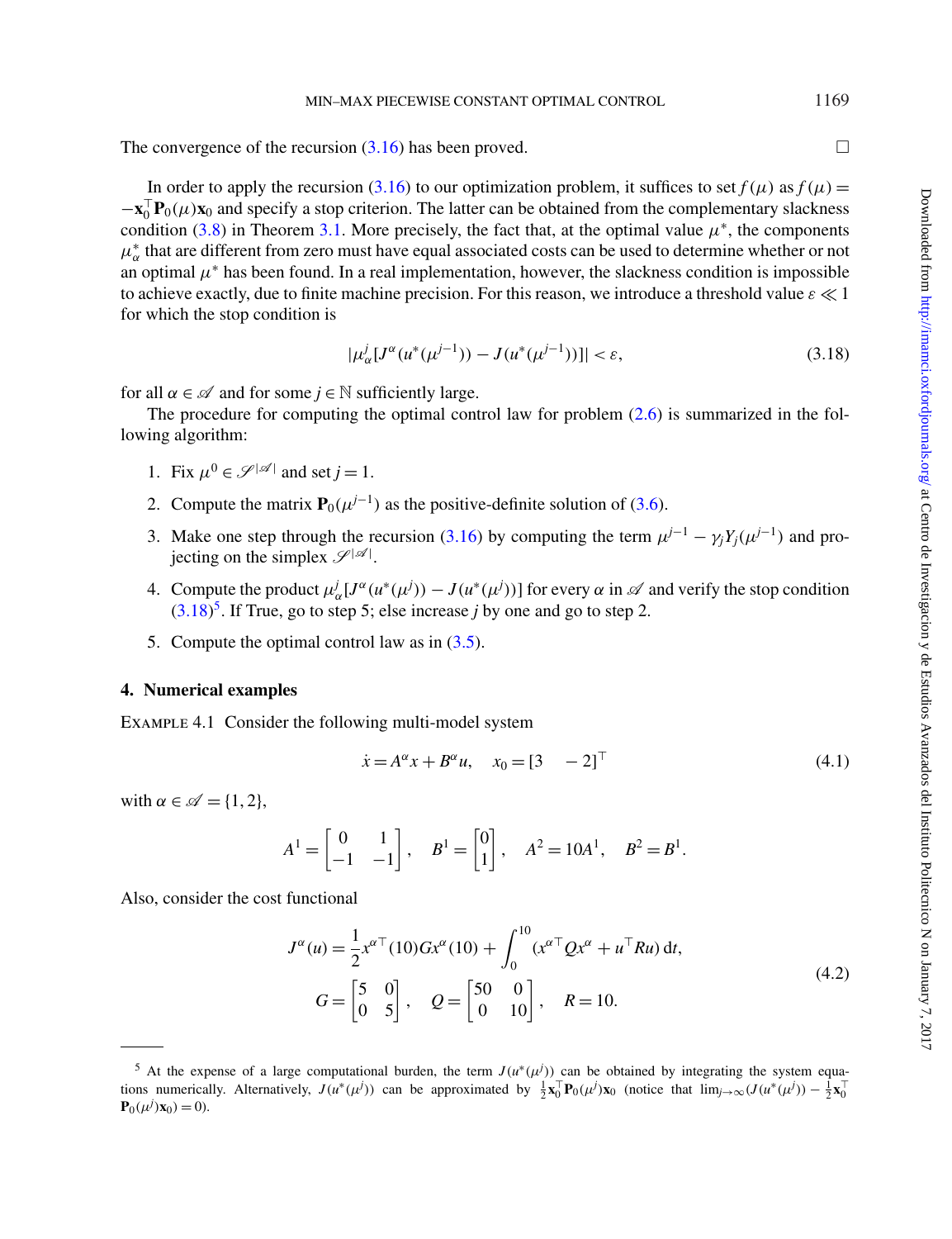The convergence of the recursion (3.16) has been proved. $\square$

In order to apply the recursion (3.16) to our optimization problem, it suffices to set $f(\mu)$ as $f(\mu) = -\mathbf{x}_0^\top \mathbf{P}_0(\mu)\mathbf{x}_0$ and specify a stop criterion. The latter can be obtained from the complementary slackness condition (3.8) in Theorem 3.1. More precisely, the fact that, at the optimal value $\mu^*$, the components $\mu_\alpha^*$ that are different from zero must have equal associated costs can be used to determine whether or not an optimal $\mu^*$ has been found. In a real implementation, however, the slackness condition is impossible to achieve exactly, due to finite machine precision. For this reason, we introduce a threshold value $\varepsilon \ll 1$ for which the stop condition is

$$|\mu_\alpha^j[J^\alpha(u^*(\mu^{j-1})) - J(u^*(\mu^{j-1}))]| < \varepsilon, \tag{3.18}$$

for all $\alpha \in \mathscr{A}$ and for some $j \in \mathbb{N}$ sufficiently large.

The procedure for computing the optimal control law for problem (2.6) is summarized in the following algorithm:

1. Fix $\mu^0 \in \mathscr{S}^{|\mathscr{A}|}$ and set $j = 1$.
2. Compute the matrix $\mathbf{P}_0(\mu^{j-1})$ as the positive-definite solution of (3.6).
3. Make one step through the recursion (3.16) by computing the term $\mu^{j-1} - \gamma_j Y_j(\mu^{j-1})$ and projecting on the simplex $\mathscr{S}^{|\mathscr{A}|}$.
4. Compute the product $\mu_\alpha^j[J^\alpha(u^*(\mu^j)) - J(u^*(\mu^j))]$ for every $\alpha$ in $\mathscr{A}$ and verify the stop condition (3.18)[5]. If True, go to step 5; else increase $j$ by one and go to step 2.
5. Compute the optimal control law as in (3.5).

## 4. Numerical examples

EXAMPLE 4.1 Consider the following multi-model system

$$\dot{x} = A^\alpha x + B^\alpha u, \quad x_0 = [3 \quad -2]^\top \tag{4.1}$$

with $\alpha \in \mathscr{A} = \{1, 2\}$,

$$A^1 = \begin{bmatrix} 0 & 1 \\ -1 & -1 \end{bmatrix}, \quad B^1 = \begin{bmatrix} 0 \\ 1 \end{bmatrix}, \quad A^2 = 10A^1, \quad B^2 = B^1.$$

Also, consider the cost functional

$$\begin{gathered} J^\alpha(u) = \frac{1}{2}x^{\alpha\top}(10)Gx^\alpha(10) + \int_0^{10} (x^{\alpha\top}Qx^\alpha + u^\top Ru)\,\mathrm{d}t, \\ G = \begin{bmatrix} 5 & 0 \\ 0 & 5 \end{bmatrix}, \quad Q = \begin{bmatrix} 50 & 0 \\ 0 & 10 \end{bmatrix}, \quad R = 10. \end{gathered} \tag{4.2}$$

---

[5] At the expense of a large computational burden, the term $J(u^*(\mu^j))$ can be obtained by integrating the system equations numerically. Alternatively, $J(u^*(\mu^j))$ can be approximated by $\frac{1}{2}\mathbf{x}_0^\top \mathbf{P}_0(\mu^j)\mathbf{x}_0$ (notice that $\lim_{j\to\infty}(J(u^*(\mu^j)) - \frac{1}{2}\mathbf{x}_0^\top \mathbf{P}_0(\mu^j)\mathbf{x}_0) = 0$).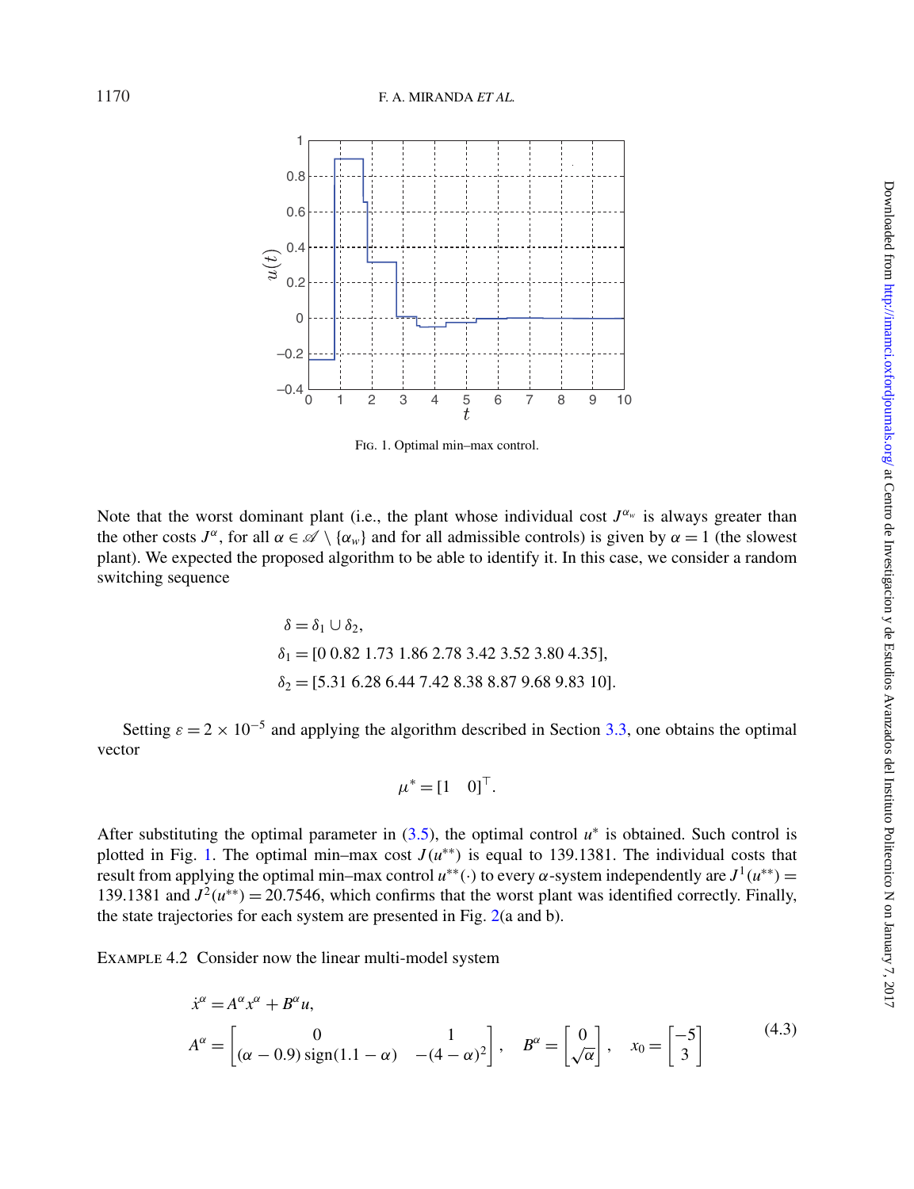Fig. 1. Optimal min–max control.

Note that the worst dominant plant (i.e., the plant whose individual cost $J^{\alpha_w}$ is always greater than the other costs $J^{\alpha}$, for all $\alpha \in \mathscr{A} \setminus \{\alpha_w\}$ and for all admissible controls) is given by $\alpha = 1$ (the slowest plant). We expected the proposed algorithm to be able to identify it. In this case, we consider a random switching sequence

$$
\begin{aligned}
\delta &= \delta_1 \cup \delta_2, \\
\delta_1 &= [0\ 0.82\ 1.73\ 1.86\ 2.78\ 3.42\ 3.52\ 3.80\ 4.35], \\
\delta_2 &= [5.31\ 6.28\ 6.44\ 7.42\ 8.38\ 8.87\ 9.68\ 9.83\ 10].
\end{aligned}
$$

Setting $\varepsilon = 2 \times 10^{-5}$ and applying the algorithm described in Section 3.3, one obtains the optimal vector

$$
\mu^* = [1 \quad 0]^\top.
$$

After substituting the optimal parameter in (3.5), the optimal control $u^*$ is obtained. Such control is plotted in Fig. 1. The optimal min–max cost $J(u^{**})$ is equal to 139.1381. The individual costs that result from applying the optimal min–max control $u^{**}(\cdot)$ to every $\alpha$-system independently are $J^1(u^{**}) = 139.1381$ and $J^2(u^{**}) = 20.7546$, which confirms that the worst plant was identified correctly. Finally, the state trajectories for each system are presented in Fig. 2(a and b).

Example 4.2 Consider now the linear multi-model system

$$
\begin{aligned}
&\dot{x}^\alpha = A^\alpha x^\alpha + B^\alpha u, \\
&A^\alpha = \begin{bmatrix} 0 & 1 \\ (\alpha - 0.9)\,\mathrm{sign}(1.1 - \alpha) & -(4 - \alpha)^2 \end{bmatrix}, \quad B^\alpha = \begin{bmatrix} 0 \\ \sqrt{\alpha} \end{bmatrix}, \quad x_0 = \begin{bmatrix} -5 \\ 3 \end{bmatrix}
\end{aligned}
\tag{4.3}
$$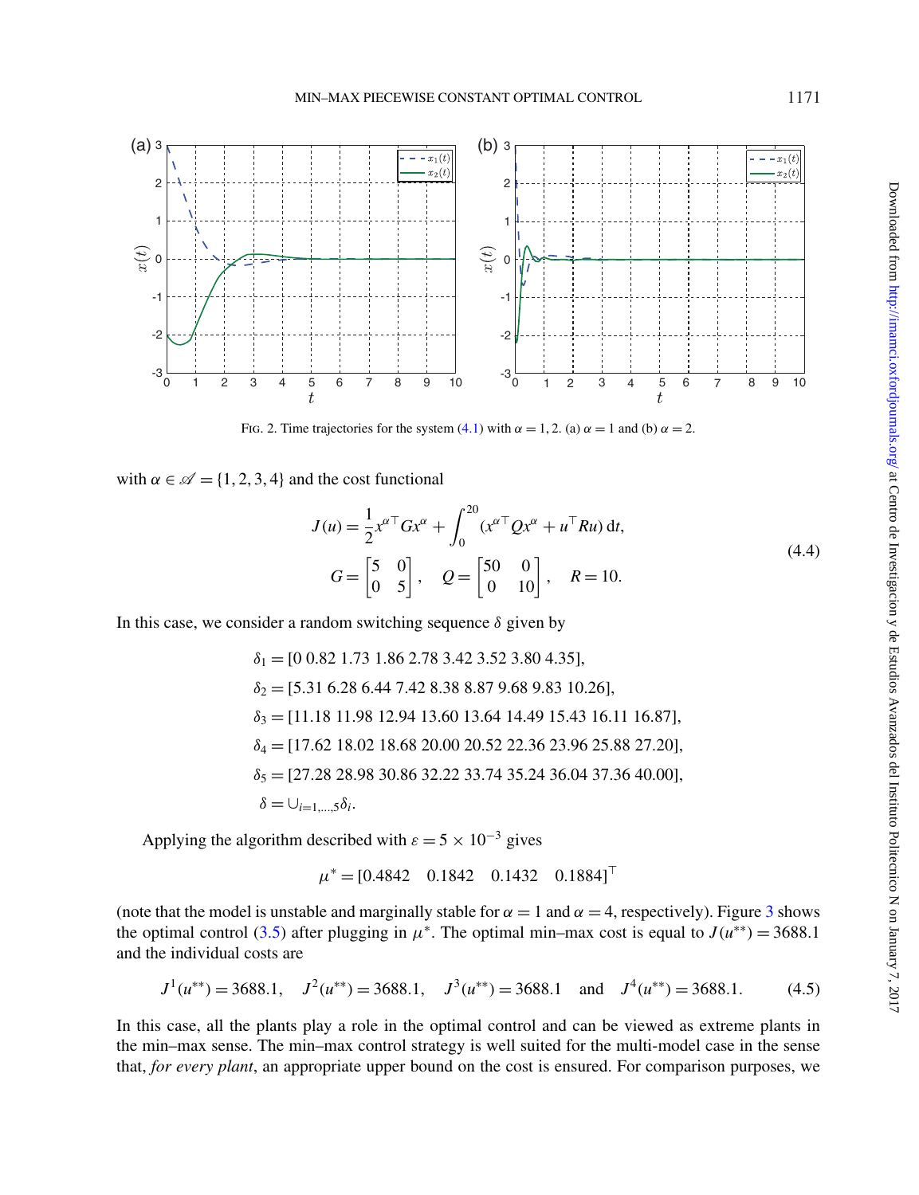FIG. 2. Time trajectories for the system (4.1) with $\alpha = 1, 2$. (a) $\alpha = 1$ and (b) $\alpha = 2$.

with $\alpha \in \mathscr{A} = \{1, 2, 3, 4\}$ and the cost functional

$$
J(u) = \frac{1}{2} x^{\alpha\top} G x^{\alpha} + \int_0^{20} (x^{\alpha\top} Q x^{\alpha} + u^{\top} R u)\,\mathrm{d}t,
$$
$$
G = \begin{bmatrix} 5 & 0 \\ 0 & 5 \end{bmatrix}, \quad Q = \begin{bmatrix} 50 & 0 \\ 0 & 10 \end{bmatrix}, \quad R = 10. \tag{4.4}
$$

In this case, we consider a random switching sequence $\delta$ given by

$$
\begin{aligned}
\delta_1 &= [0\ 0.82\ 1.73\ 1.86\ 2.78\ 3.42\ 3.52\ 3.80\ 4.35], \\
\delta_2 &= [5.31\ 6.28\ 6.44\ 7.42\ 8.38\ 8.87\ 9.68\ 9.83\ 10.26], \\
\delta_3 &= [11.18\ 11.98\ 12.94\ 13.60\ 13.64\ 14.49\ 15.43\ 16.11\ 16.87], \\
\delta_4 &= [17.62\ 18.02\ 18.68\ 20.00\ 20.52\ 22.36\ 23.96\ 25.88\ 27.20], \\
\delta_5 &= [27.28\ 28.98\ 30.86\ 32.22\ 33.74\ 35.24\ 36.04\ 37.36\ 40.00], \\
\delta &= \cup_{i=1,\dots,5} \delta_i.
\end{aligned}
$$

Applying the algorithm described with $\varepsilon = 5 \times 10^{-3}$ gives

$$
\mu^* = [0.4842 \quad 0.1842 \quad 0.1432 \quad 0.1884]^{\top}
$$

(note that the model is unstable and marginally stable for $\alpha = 1$ and $\alpha = 4$, respectively). Figure 3 shows the optimal control (3.5) after plugging in $\mu^*$. The optimal min–max cost is equal to $J(u^{**}) = 3688.1$ and the individual costs are

$$
J^1(u^{**}) = 3688.1, \quad J^2(u^{**}) = 3688.1, \quad J^3(u^{**}) = 3688.1 \quad \text{and} \quad J^4(u^{**}) = 3688.1. \tag{4.5}
$$

In this case, all the plants play a role in the optimal control and can be viewed as extreme plants in the min–max sense. The min–max control strategy is well suited for the multi-model case in the sense that, *for every plant*, an appropriate upper bound on the cost is ensured. For comparison purposes, we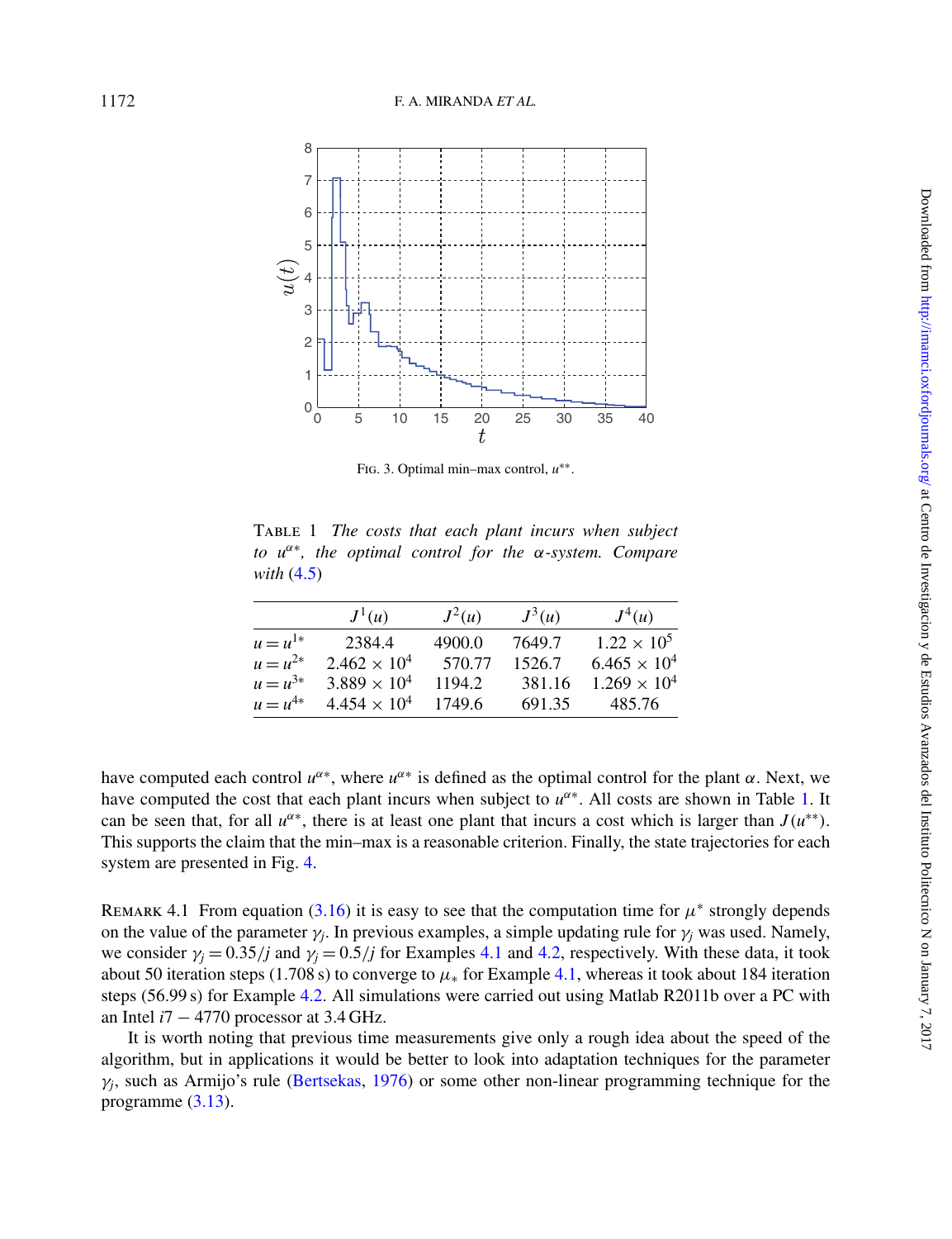FIG. 3. Optimal min–max control, $u^{**}$.

TABLE 1 *The costs that each plant incurs when subject to $u^{\alpha *}$, the optimal control for the $\alpha$-system. Compare with (4.5)*

| | $J^1(u)$ | $J^2(u)$ | $J^3(u)$ | $J^4(u)$ |
|---|---|---|---|---|
| $u = u^{1*}$ | 2384.4 | 4900.0 | 7649.7 | $1.22 \times 10^5$ |
| $u = u^{2*}$ | $2.462 \times 10^4$ | 570.77 | 1526.7 | $6.465 \times 10^4$ |
| $u = u^{3*}$ | $3.889 \times 10^4$ | 1194.2 | 381.16 | $1.269 \times 10^4$ |
| $u = u^{4*}$ | $4.454 \times 10^4$ | 1749.6 | 691.35 | 485.76 |

have computed each control $u^{\alpha *}$, where $u^{\alpha *}$ is defined as the optimal control for the plant $\alpha$. Next, we have computed the cost that each plant incurs when subject to $u^{\alpha *}$. All costs are shown in Table 1. It can be seen that, for all $u^{\alpha *}$, there is at least one plant that incurs a cost which is larger than $J(u^{**})$. This supports the claim that the min–max is a reasonable criterion. Finally, the state trajectories for each system are presented in Fig. 4.

REMARK 4.1 From equation (3.16) it is easy to see that the computation time for $\mu^*$ strongly depends on the value of the parameter $\gamma_j$. In previous examples, a simple updating rule for $\gamma_j$ was used. Namely, we consider $\gamma_j = 0.35/j$ and $\gamma_j = 0.5/j$ for Examples 4.1 and 4.2, respectively. With these data, it took about 50 iteration steps (1.708 s) to converge to $\mu_*$ for Example 4.1, whereas it took about 184 iteration steps (56.99 s) for Example 4.2. All simulations were carried out using Matlab R2011b over a PC with an Intel $i7 - 4770$ processor at 3.4 GHz.

It is worth noting that previous time measurements give only a rough idea about the speed of the algorithm, but in applications it would be better to look into adaptation techniques for the parameter $\gamma_j$, such as Armijo's rule (Bertsekas, 1976) or some other non-linear programming technique for the programme (3.13).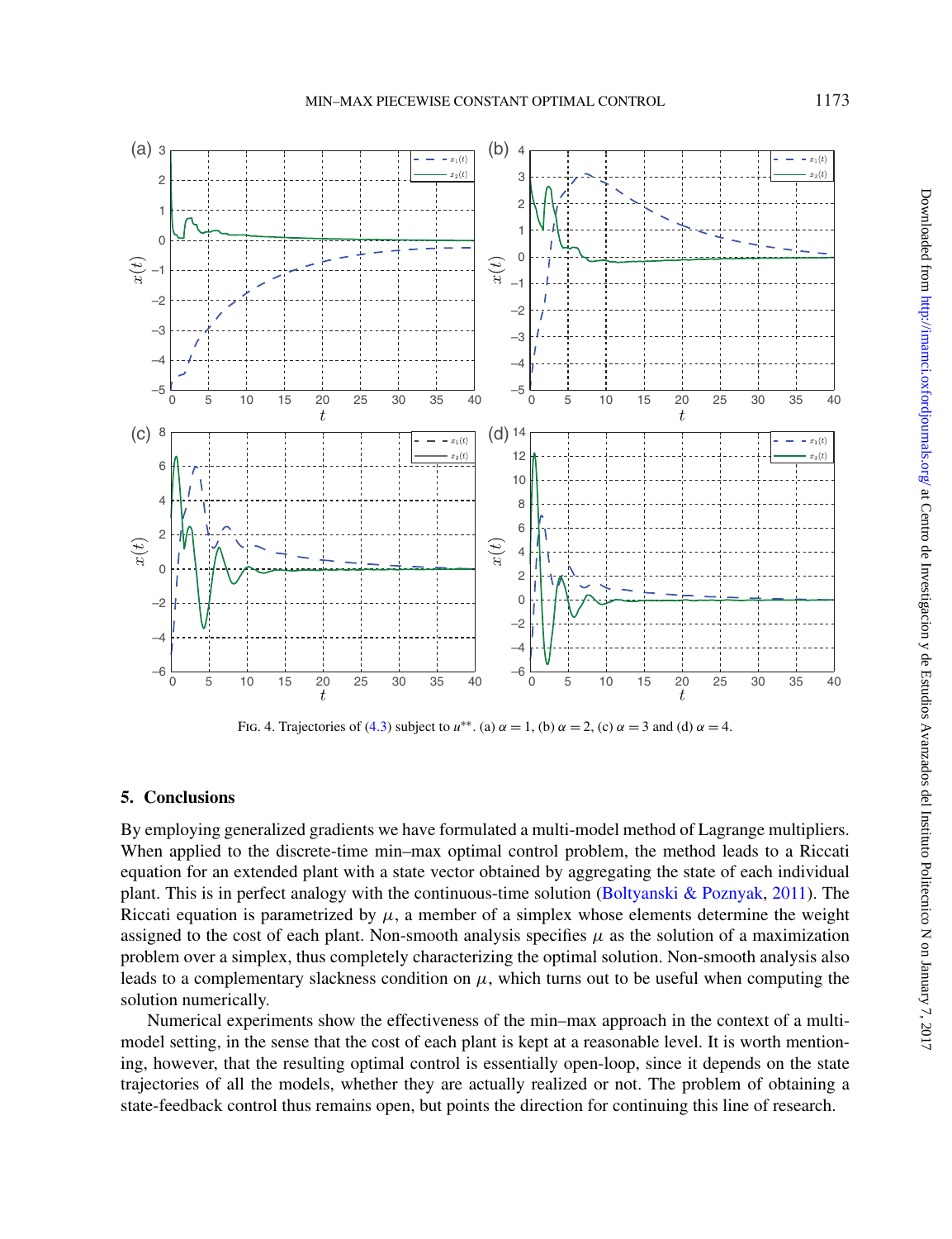FIG. 4. Trajectories of (4.3) subject to $u^{**}$. (a) $\alpha = 1$, (b) $\alpha = 2$, (c) $\alpha = 3$ and (d) $\alpha = 4$.

## 5. Conclusions

By employing generalized gradients we have formulated a multi-model method of Lagrange multipliers. When applied to the discrete-time min–max optimal control problem, the method leads to a Riccati equation for an extended plant with a state vector obtained by aggregating the state of each individual plant. This is in perfect analogy with the continuous-time solution (Boltyanski & Poznyak, 2011). The Riccati equation is parametrized by $\mu$, a member of a simplex whose elements determine the weight assigned to the cost of each plant. Non-smooth analysis specifies $\mu$ as the solution of a maximization problem over a simplex, thus completely characterizing the optimal solution. Non-smooth analysis also leads to a complementary slackness condition on $\mu$, which turns out to be useful when computing the solution numerically.

Numerical experiments show the effectiveness of the min–max approach in the context of a multi-model setting, in the sense that the cost of each plant is kept at a reasonable level. It is worth mentioning, however, that the resulting optimal control is essentially open-loop, since it depends on the state trajectories of all the models, whether they are actually realized or not. The problem of obtaining a state-feedback control thus remains open, but points the direction for continuing this line of research.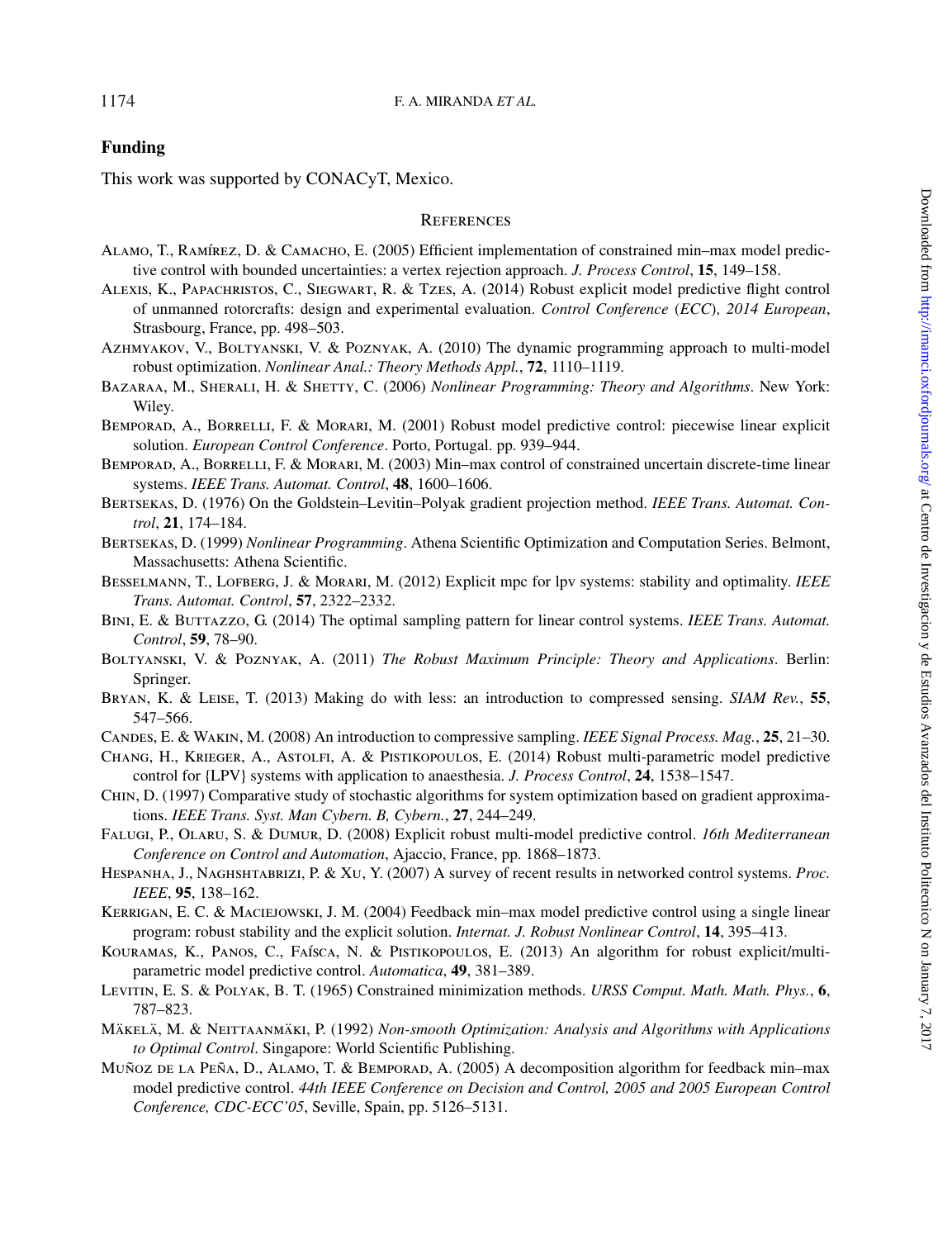## Funding

This work was supported by CONACyT, Mexico.

## References

Alamo, T., Ramírez, D. & Camacho, E. (2005) Efficient implementation of constrained min–max model predictive control with bounded uncertainties: a vertex rejection approach. *J. Process Control*, **15**, 149–158.

Alexis, K., Papachristos, C., Siegwart, R. & Tzes, A. (2014) Robust explicit model predictive flight control of unmanned rotorcrafts: design and experimental evaluation. *Control Conference* (*ECC*)*, 2014 European*, Strasbourg, France, pp. 498–503.

Azhmyakov, V., Boltyanski, V. & Poznyak, A. (2010) The dynamic programming approach to multi-model robust optimization. *Nonlinear Anal.: Theory Methods Appl.*, **72**, 1110–1119.

Bazaraa, M., Sherali, H. & Shetty, C. (2006) *Nonlinear Programming: Theory and Algorithms*. New York: Wiley.

Bemporad, A., Borrelli, F. & Morari, M. (2001) Robust model predictive control: piecewise linear explicit solution. *European Control Conference*. Porto, Portugal. pp. 939–944.

Bemporad, A., Borrelli, F. & Morari, M. (2003) Min–max control of constrained uncertain discrete-time linear systems. *IEEE Trans. Automat. Control*, **48**, 1600–1606.

Bertsekas, D. (1976) On the Goldstein–Levitin–Polyak gradient projection method. *IEEE Trans. Automat. Control*, **21**, 174–184.

Bertsekas, D. (1999) *Nonlinear Programming*. Athena Scientific Optimization and Computation Series. Belmont, Massachusetts: Athena Scientific.

Besselmann, T., Lofberg, J. & Morari, M. (2012) Explicit mpc for lpv systems: stability and optimality. *IEEE Trans. Automat. Control*, **57**, 2322–2332.

Bini, E. & Buttazzo, G. (2014) The optimal sampling pattern for linear control systems. *IEEE Trans. Automat. Control*, **59**, 78–90.

Boltyanski, V. & Poznyak, A. (2011) *The Robust Maximum Principle: Theory and Applications*. Berlin: Springer.

Bryan, K. & Leise, T. (2013) Making do with less: an introduction to compressed sensing. *SIAM Rev.*, **55**, 547–566.

Candes, E. & Wakin, M. (2008) An introduction to compressive sampling. *IEEE Signal Process. Mag.*, **25**, 21–30.

Chang, H., Krieger, A., Astolfi, A. & Pistikopoulos, E. (2014) Robust multi-parametric model predictive control for {LPV} systems with application to anaesthesia. *J. Process Control*, **24**, 1538–1547.

Chin, D. (1997) Comparative study of stochastic algorithms for system optimization based on gradient approximations. *IEEE Trans. Syst. Man Cybern. B, Cybern.*, **27**, 244–249.

Falugi, P., Olaru, S. & Dumur, D. (2008) Explicit robust multi-model predictive control. *16th Mediterranean Conference on Control and Automation*, Ajaccio, France, pp. 1868–1873.

Hespanha, J., Naghshtabrizi, P. & Xu, Y. (2007) A survey of recent results in networked control systems. *Proc. IEEE*, **95**, 138–162.

Kerrigan, E. C. & Maciejowski, J. M. (2004) Feedback min–max model predictive control using a single linear program: robust stability and the explicit solution. *Internat. J. Robust Nonlinear Control*, **14**, 395–413.

Kouramas, K., Panos, C., Faísca, N. & Pistikopoulos, E. (2013) An algorithm for robust explicit/multi-parametric model predictive control. *Automatica*, **49**, 381–389.

Levitin, E. S. & Polyak, B. T. (1965) Constrained minimization methods. *URSS Comput. Math. Math. Phys.*, **6**, 787–823.

Mäkelä, M. & Neittaanmäki, P. (1992) *Non-smooth Optimization: Analysis and Algorithms with Applications to Optimal Control*. Singapore: World Scientific Publishing.

Muñoz de la Peña, D., Alamo, T. & Bemporad, A. (2005) A decomposition algorithm for feedback min–max model predictive control. *44th IEEE Conference on Decision and Control, 2005 and 2005 European Control Conference, CDC-ECC'05*, Seville, Spain, pp. 5126–5131.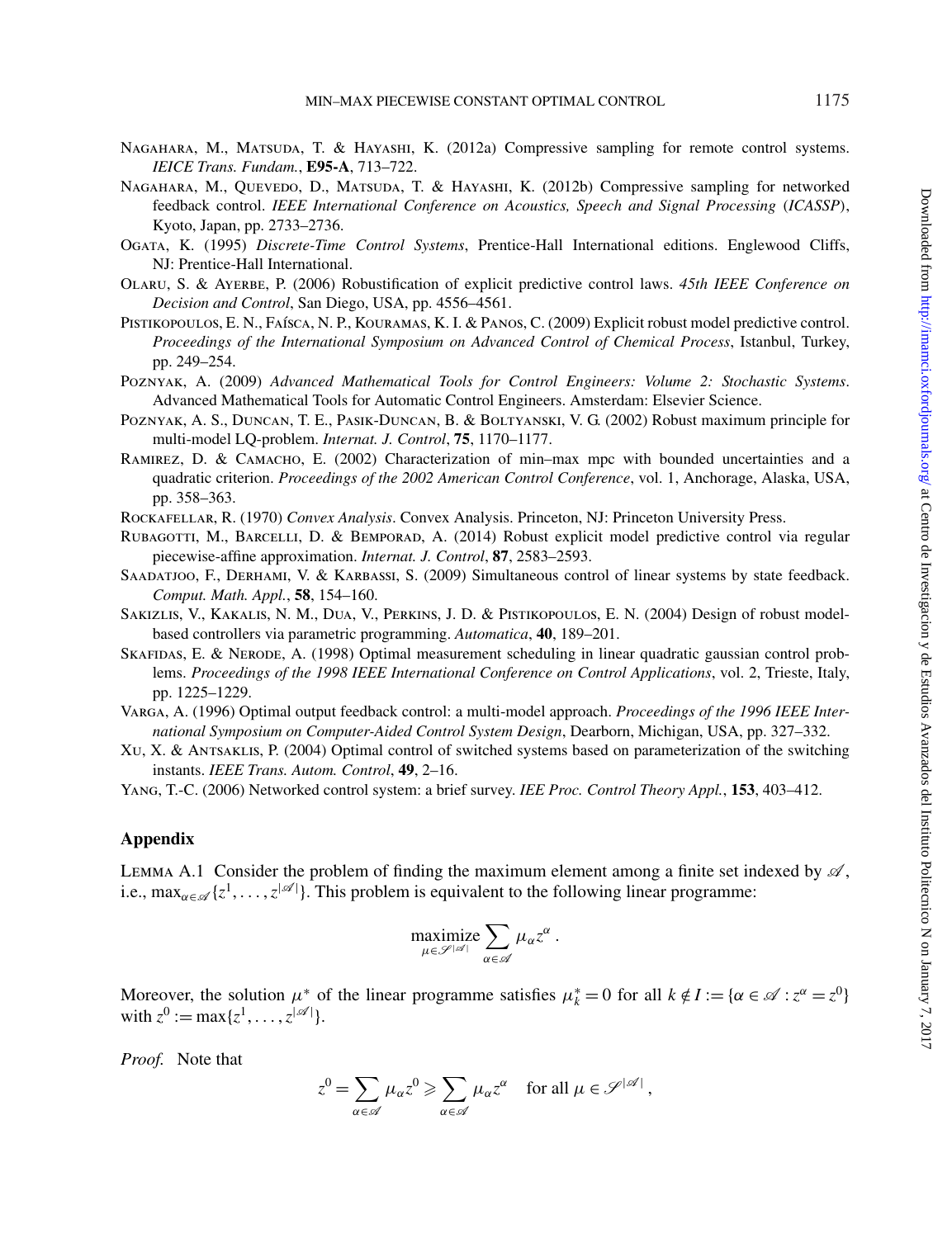NAGAHARA, M., MATSUDA, T. & HAYASHI, K. (2012a) Compressive sampling for remote control systems. *IEICE Trans. Fundam.*, **E95-A**, 713–722.

NAGAHARA, M., QUEVEDO, D., MATSUDA, T. & HAYASHI, K. (2012b) Compressive sampling for networked feedback control. *IEEE International Conference on Acoustics, Speech and Signal Processing* (*ICASSP*), Kyoto, Japan, pp. 2733–2736.

OGATA, K. (1995) *Discrete-Time Control Systems*, Prentice-Hall International editions. Englewood Cliffs, NJ: Prentice-Hall International.

OLARU, S. & AYERBE, P. (2006) Robustification of explicit predictive control laws. *45th IEEE Conference on Decision and Control*, San Diego, USA, pp. 4556–4561.

PISTIKOPOULOS, E. N., FAÍSCA, N. P., KOURAMAS, K. I. & PANOS, C. (2009) Explicit robust model predictive control. *Proceedings of the International Symposium on Advanced Control of Chemical Process*, Istanbul, Turkey, pp. 249–254.

POZNYAK, A. (2009) *Advanced Mathematical Tools for Control Engineers: Volume 2: Stochastic Systems*. Advanced Mathematical Tools for Automatic Control Engineers. Amsterdam: Elsevier Science.

POZNYAK, A. S., DUNCAN, T. E., PASIK-DUNCAN, B. & BOLTYANSKI, V. G. (2002) Robust maximum principle for multi-model LQ-problem. *Internat. J. Control*, **75**, 1170–1177.

RAMIREZ, D. & CAMACHO, E. (2002) Characterization of min–max mpc with bounded uncertainties and a quadratic criterion. *Proceedings of the 2002 American Control Conference*, vol. 1, Anchorage, Alaska, USA, pp. 358–363.

ROCKAFELLAR, R. (1970) *Convex Analysis*. Convex Analysis. Princeton, NJ: Princeton University Press.

RUBAGOTTI, M., BARCELLI, D. & BEMPORAD, A. (2014) Robust explicit model predictive control via regular piecewise-affine approximation. *Internat. J. Control*, **87**, 2583–2593.

SAADATJOO, F., DERHAMI, V. & KARBASSI, S. (2009) Simultaneous control of linear systems by state feedback. *Comput. Math. Appl.*, **58**, 154–160.

SAKIZLIS, V., KAKALIS, N. M., DUA, V., PERKINS, J. D. & PISTIKOPOULOS, E. N. (2004) Design of robust model-based controllers via parametric programming. *Automatica*, **40**, 189–201.

SKAFIDAS, E. & NERODE, A. (1998) Optimal measurement scheduling in linear quadratic gaussian control problems. *Proceedings of the 1998 IEEE International Conference on Control Applications*, vol. 2, Trieste, Italy, pp. 1225–1229.

VARGA, A. (1996) Optimal output feedback control: a multi-model approach. *Proceedings of the 1996 IEEE International Symposium on Computer-Aided Control System Design*, Dearborn, Michigan, USA, pp. 327–332.

XU, X. & ANTSAKLIS, P. (2004) Optimal control of switched systems based on parameterization of the switching instants. *IEEE Trans. Autom. Control*, **49**, 2–16.

YANG, T.-C. (2006) Networked control system: a brief survey. *IEE Proc. Control Theory Appl.*, **153**, 403–412.

## Appendix

LEMMA A.1 Consider the problem of finding the maximum element among a finite set indexed by $\mathscr{A}$, i.e., $\max_{\alpha \in \mathscr{A}}\{z^1, \ldots, z^{|\mathscr{A}|}\}$. This problem is equivalent to the following linear programme:

$$\underset{\mu \in \mathscr{S}^{|\mathscr{A}|}}{\text{maximize}} \sum_{\alpha \in \mathscr{A}} \mu_\alpha z^\alpha .$$

Moreover, the solution $\mu^*$ of the linear programme satisfies $\mu_k^* = 0$ for all $k \notin I := \{\alpha \in \mathscr{A} : z^\alpha = z^0\}$ with $z^0 := \max\{z^1, \ldots, z^{|\mathscr{A}|}\}$.

*Proof.* Note that

$$z^0 = \sum_{\alpha \in \mathscr{A}} \mu_\alpha z^0 \geqslant \sum_{\alpha \in \mathscr{A}} \mu_\alpha z^\alpha \quad \text{for all } \mu \in \mathscr{S}^{|\mathscr{A}|},$$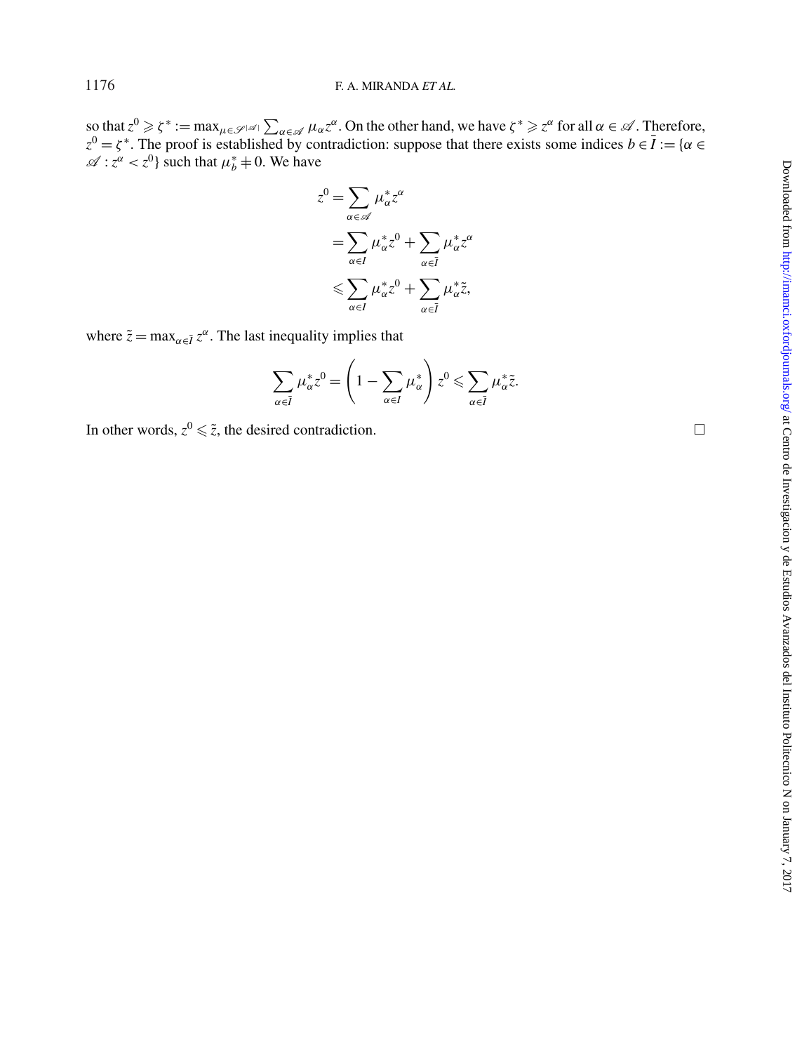so that $z^0 \geqslant \zeta^* := \max_{\mu \in \mathscr{S}^{|\mathscr{A}|}} \sum_{\alpha \in \mathscr{A}} \mu_\alpha z^\alpha$. On the other hand, we have $\zeta^* \geqslant z^\alpha$ for all $\alpha \in \mathscr{A}$. Therefore, $z^0 = \zeta^*$. The proof is established by contradiction: suppose that there exists some indices $b \in \bar{I} := \{\alpha \in \mathscr{A} : z^\alpha < z^0\}$ such that $\mu_b^* \neq 0$. We have

$$
\begin{aligned}
z^0 &= \sum_{\alpha \in \mathscr{A}} \mu_\alpha^* z^\alpha \\
&= \sum_{\alpha \in I} \mu_\alpha^* z^0 + \sum_{\alpha \in \bar{I}} \mu_\alpha^* z^\alpha \\
&\leqslant \sum_{\alpha \in I} \mu_\alpha^* z^0 + \sum_{\alpha \in \bar{I}} \mu_\alpha^* \tilde{z},
\end{aligned}
$$

where $\tilde{z} = \max_{\alpha \in \bar{I}} z^\alpha$. The last inequality implies that

$$
\sum_{\alpha \in \bar{I}} \mu_\alpha^* z^0 = \left(1 - \sum_{\alpha \in I} \mu_\alpha^*\right) z^0 \leqslant \sum_{\alpha \in \bar{I}} \mu_\alpha^* \tilde{z}.
$$

In other words, $z^0 \leqslant \tilde{z}$, the desired contradiction. $\square$